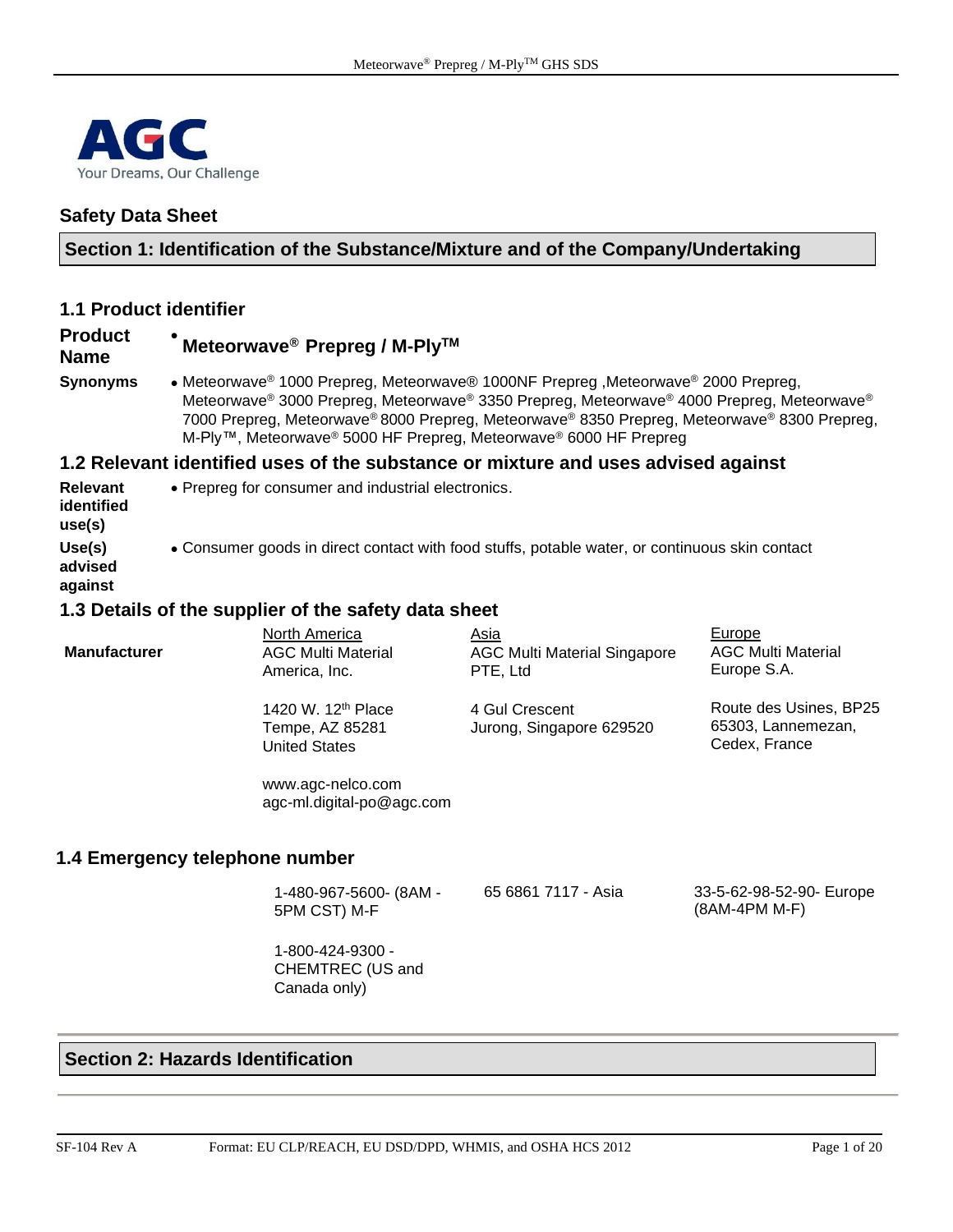AGC
Your Dreams, Our Challenge

## Safety Data Sheet

## Section 1: Identification of the Substance/Mixture and of the Company/Undertaking

### 1.1 Product identifier

**Product Name**
- **Meteorwave® Prepreg / M-Ply™**

**Synonyms**
- Meteorwave® 1000 Prepreg, Meteorwave® 1000NF Prepreg ,Meteorwave® 2000 Prepreg, Meteorwave® 3000 Prepreg, Meteorwave® 3350 Prepreg, Meteorwave® 4000 Prepreg, Meteorwave® 7000 Prepreg, Meteorwave® 8000 Prepreg, Meteorwave® 8350 Prepreg, Meteorwave® 8300 Prepreg, M-Ply™, Meteorwave® 5000 HF Prepreg, Meteorwave® 6000 HF Prepreg

### 1.2 Relevant identified uses of the substance or mixture and uses advised against

**Relevant identified use(s)**
- Prepreg for consumer and industrial electronics.

**Use(s) advised against**
- Consumer goods in direct contact with food stuffs, potable water, or continuous skin contact

### 1.3 Details of the supplier of the safety data sheet

| | North America | Asia | Europe |
|---|---|---|---|
| **Manufacturer** | AGC Multi Material America, Inc. | AGC Multi Material Singapore PTE, Ltd | AGC Multi Material Europe S.A. |
| | 1420 W. 12th Place<br>Tempe, AZ 85281<br>United States | 4 Gul Crescent<br>Jurong, Singapore 629520 | Route des Usines, BP25<br>65303, Lannemezan, Cedex, France |
| | www.agc-nelco.com<br>agc-ml.digital-po@agc.com | | |

### 1.4 Emergency telephone number

| North America | Asia | Europe |
|---|---|---|
| 1-480-967-5600- (8AM - 5PM CST) M-F | 65 6861 7117 - Asia | 33-5-62-98-52-90- Europe (8AM-4PM M-F) |
| 1-800-424-9300 - CHEMTREC (US and Canada only) | | |

## Section 2: Hazards Identification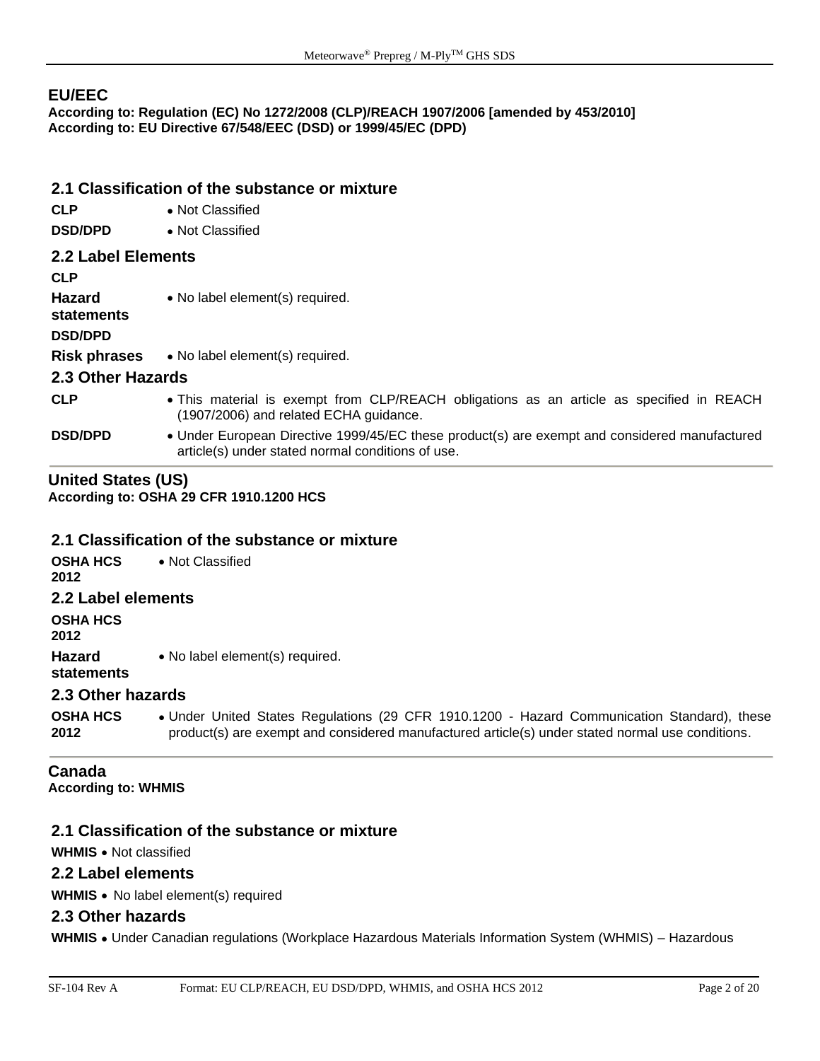## EU/EEC

**According to: Regulation (EC) No 1272/2008 (CLP)/REACH 1907/2006 [amended by 453/2010]**
**According to: EU Directive 67/548/EEC (DSD) or 1999/45/EC (DPD)**

### 2.1 Classification of the substance or mixture

| | |
|---|---|
| **CLP** | • Not Classified |
| **DSD/DPD** | • Not Classified |

### 2.2 Label Elements

**CLP**

| | |
|---|---|
| **Hazard statements** | • No label element(s) required. |

**DSD/DPD**

| | |
|---|---|
| **Risk phrases** | • No label element(s) required. |

### 2.3 Other Hazards

| | |
|---|---|
| **CLP** | • This material is exempt from CLP/REACH obligations as an article as specified in REACH (1907/2006) and related ECHA guidance. |
| **DSD/DPD** | • Under European Directive 1999/45/EC these product(s) are exempt and considered manufactured article(s) under stated normal conditions of use. |

## United States (US)

**According to: OSHA 29 CFR 1910.1200 HCS**

### 2.1 Classification of the substance or mixture

| | |
|---|---|
| **OSHA HCS 2012** | • Not Classified |

### 2.2 Label elements

**OSHA HCS 2012**

| | |
|---|---|
| **Hazard statements** | • No label element(s) required. |

### 2.3 Other hazards

| | |
|---|---|
| **OSHA HCS 2012** | • Under United States Regulations (29 CFR 1910.1200 - Hazard Communication Standard), these product(s) are exempt and considered manufactured article(s) under stated normal use conditions. |

## Canada

**According to: WHMIS**

### 2.1 Classification of the substance or mixture

**WHMIS** • Not classified

### 2.2 Label elements

**WHMIS** • No label element(s) required

### 2.3 Other hazards

**WHMIS** • Under Canadian regulations (Workplace Hazardous Materials Information System (WHMIS) – Hazardous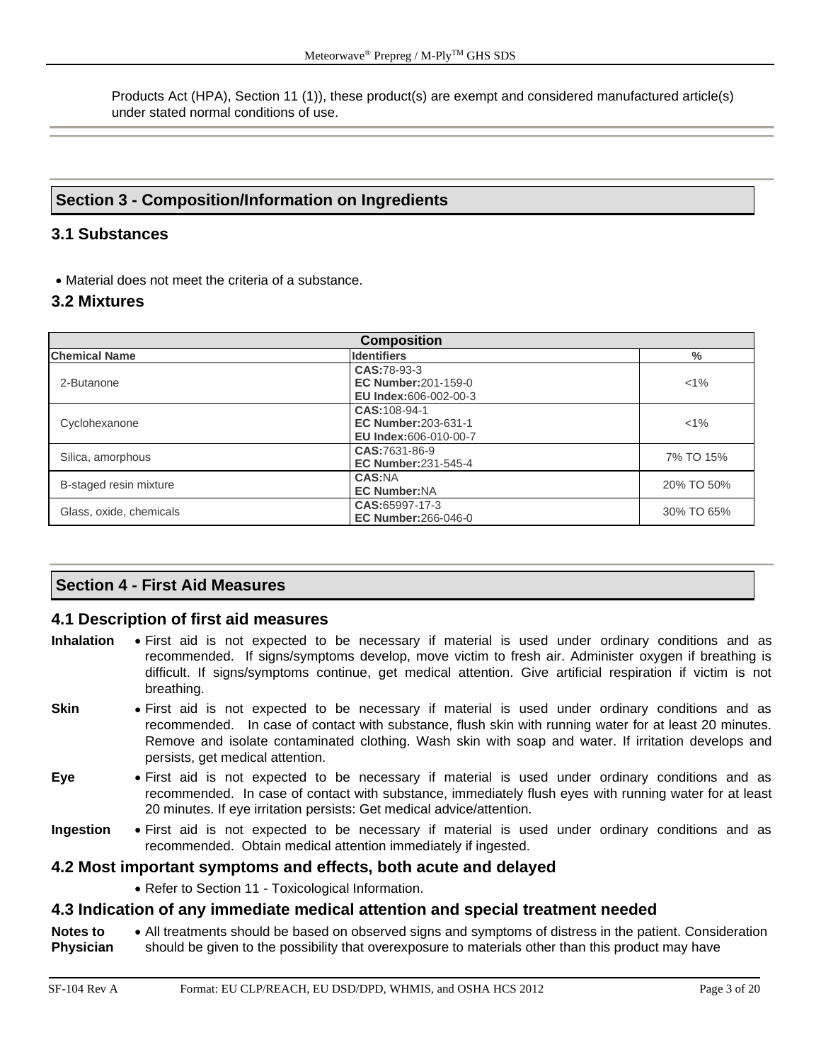Products Act (HPA), Section 11 (1)), these product(s) are exempt and considered manufactured article(s) under stated normal conditions of use.

## Section 3 - Composition/Information on Ingredients

### 3.1 Substances

- Material does not meet the criteria of a substance.

### 3.2 Mixtures

| Composition | | |
|---|---|---|
| **Chemical Name** | **Identifiers** | **%** |
| 2-Butanone | **CAS:**78-93-3<br>**EC Number:**201-159-0<br>**EU Index:**606-002-00-3 | <1% |
| Cyclohexanone | **CAS:**108-94-1<br>**EC Number:**203-631-1<br>**EU Index:**606-010-00-7 | <1% |
| Silica, amorphous | **CAS:**7631-86-9<br>**EC Number:**231-545-4 | 7% TO 15% |
| B-staged resin mixture | **CAS:**NA<br>**EC Number:**NA | 20% TO 50% |
| Glass, oxide, chemicals | **CAS:**65997-17-3<br>**EC Number:**266-046-0 | 30% TO 65% |

## Section 4 - First Aid Measures

### 4.1 Description of first aid measures

**Inhalation**
- First aid is not expected to be necessary if material is used under ordinary conditions and as recommended. If signs/symptoms develop, move victim to fresh air. Administer oxygen if breathing is difficult. If signs/symptoms continue, get medical attention. Give artificial respiration if victim is not breathing.

**Skin**
- First aid is not expected to be necessary if material is used under ordinary conditions and as recommended. In case of contact with substance, flush skin with running water for at least 20 minutes. Remove and isolate contaminated clothing. Wash skin with soap and water. If irritation develops and persists, get medical attention.

**Eye**
- First aid is not expected to be necessary if material is used under ordinary conditions and as recommended. In case of contact with substance, immediately flush eyes with running water for at least 20 minutes. If eye irritation persists: Get medical advice/attention.

**Ingestion**
- First aid is not expected to be necessary if material is used under ordinary conditions and as recommended. Obtain medical attention immediately if ingested.

### 4.2 Most important symptoms and effects, both acute and delayed

- Refer to Section 11 - Toxicological Information.

### 4.3 Indication of any immediate medical attention and special treatment needed

**Notes to Physician**
- All treatments should be based on observed signs and symptoms of distress in the patient. Consideration should be given to the possibility that overexposure to materials other than this product may have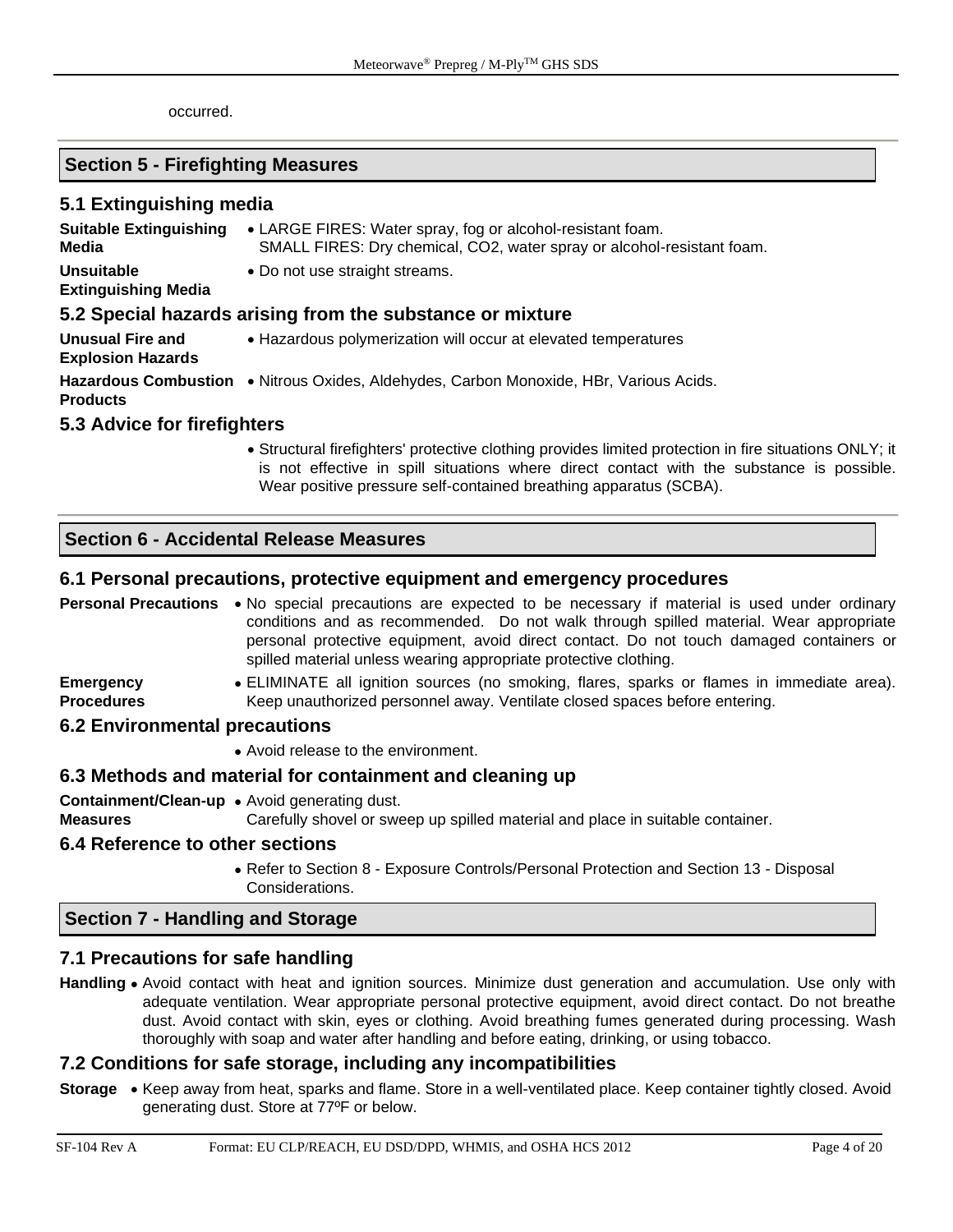occurred.

## Section 5 - Firefighting Measures

### 5.1 Extinguishing media

**Suitable Extinguishing Media**
- LARGE FIRES: Water spray, fog or alcohol-resistant foam.
  SMALL FIRES: Dry chemical, $CO_2$, water spray or alcohol-resistant foam.

**Unsuitable Extinguishing Media**
- Do not use straight streams.

### 5.2 Special hazards arising from the substance or mixture

**Unusual Fire and Explosion Hazards**
- Hazardous polymerization will occur at elevated temperatures

**Hazardous Combustion Products**
- Nitrous Oxides, Aldehydes, Carbon Monoxide, HBr, Various Acids.

### 5.3 Advice for firefighters

- Structural firefighters' protective clothing provides limited protection in fire situations ONLY; it is not effective in spill situations where direct contact with the substance is possible. Wear positive pressure self-contained breathing apparatus (SCBA).

## Section 6 - Accidental Release Measures

### 6.1 Personal precautions, protective equipment and emergency procedures

**Personal Precautions**
- No special precautions are expected to be necessary if material is used under ordinary conditions and as recommended. Do not walk through spilled material. Wear appropriate personal protective equipment, avoid direct contact. Do not touch damaged containers or spilled material unless wearing appropriate protective clothing.

**Emergency Procedures**
- ELIMINATE all ignition sources (no smoking, flares, sparks or flames in immediate area). Keep unauthorized personnel away. Ventilate closed spaces before entering.

### 6.2 Environmental precautions

- Avoid release to the environment.

### 6.3 Methods and material for containment and cleaning up

**Containment/Clean-up Measures**
- Avoid generating dust.
  Carefully shovel or sweep up spilled material and place in suitable container.

### 6.4 Reference to other sections

- Refer to Section 8 - Exposure Controls/Personal Protection and Section 13 - Disposal Considerations.

## Section 7 - Handling and Storage

### 7.1 Precautions for safe handling

**Handling**
- Avoid contact with heat and ignition sources. Minimize dust generation and accumulation. Use only with adequate ventilation. Wear appropriate personal protective equipment, avoid direct contact. Do not breathe dust. Avoid contact with skin, eyes or clothing. Avoid breathing fumes generated during processing. Wash thoroughly with soap and water after handling and before eating, drinking, or using tobacco.

### 7.2 Conditions for safe storage, including any incompatibilities

**Storage**
- Keep away from heat, sparks and flame. Store in a well-ventilated place. Keep container tightly closed. Avoid generating dust. Store at 77ºF or below.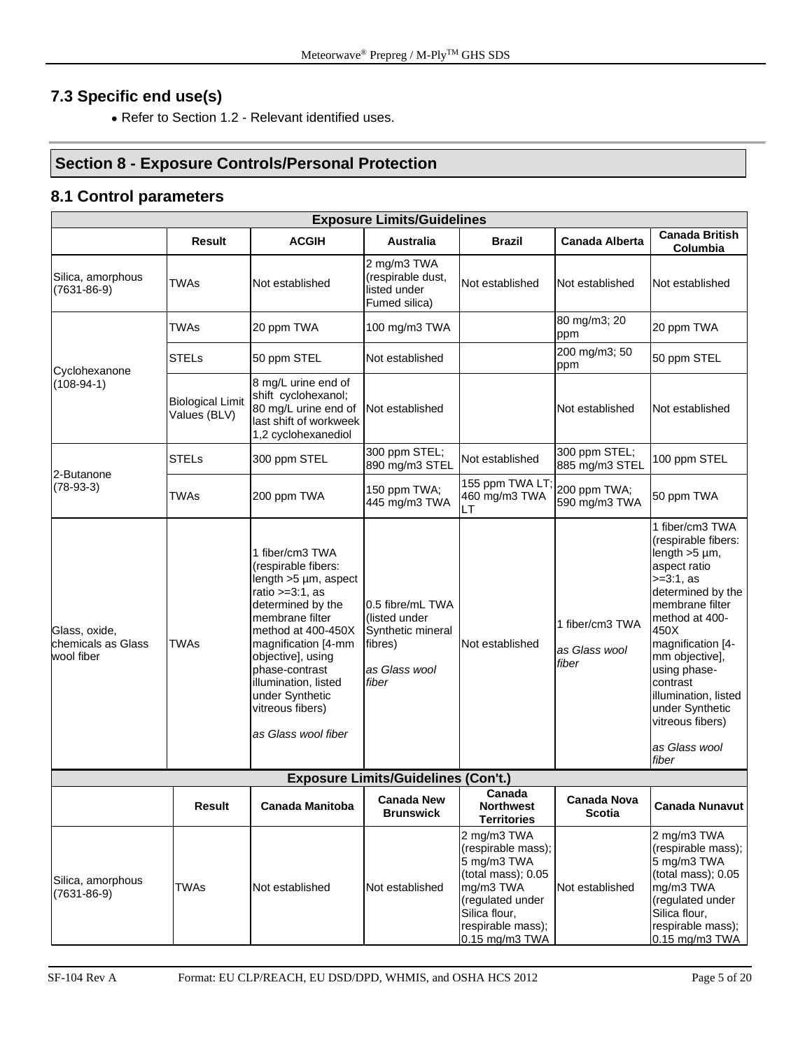## 7.3 Specific end use(s)

- Refer to Section 1.2 - Relevant identified uses.

## Section 8 - Exposure Controls/Personal Protection

### 8.1 Control parameters

| Exposure Limits/Guidelines | | | | | | |
|---|---|---|---|---|---|---|
| | **Result** | **ACGIH** | **Australia** | **Brazil** | **Canada Alberta** | **Canada British Columbia** |
| Silica, amorphous (7631-86-9) | TWAs | Not established | 2 mg/m3 TWA (respirable dust, listed under Fumed silica) | Not established | Not established | Not established |
| Cyclohexanone (108-94-1) | TWAs | 20 ppm TWA | 100 mg/m3 TWA | | 80 mg/m3; 20 ppm | 20 ppm TWA |
| | STELs | 50 ppm STEL | Not established | | 200 mg/m3; 50 ppm | 50 ppm STEL |
| | Biological Limit Values (BLV) | 8 mg/L urine end of shift cyclohexanol; 80 mg/L urine end of last shift of workweek 1,2 cyclohexanediol | Not established | | Not established | Not established |
| 2-Butanone (78-93-3) | STELs | 300 ppm STEL | 300 ppm STEL; 890 mg/m3 STEL | Not established | 300 ppm STEL; 885 mg/m3 STEL | 100 ppm STEL |
| | TWAs | 200 ppm TWA | 150 ppm TWA; 445 mg/m3 TWA | 155 ppm TWA LT; 460 mg/m3 TWA LT | 200 ppm TWA; 590 mg/m3 TWA | 50 ppm TWA |
| Glass, oxide, chemicals as Glass wool fiber | TWAs | 1 fiber/cm3 TWA (respirable fibers: length >5 µm, aspect ratio >=3:1, as determined by the membrane filter method at 400-450X magnification [4-mm objective], using phase-contrast illumination, listed under Synthetic vitreous fibers) *as Glass wool fiber* | 0.5 fibre/mL TWA (listed under Synthetic mineral fibres) *as Glass wool fiber* | Not established | 1 fiber/cm3 TWA *as Glass wool fiber* | 1 fiber/cm3 TWA (respirable fibers: length >5 µm, aspect ratio >=3:1, as determined by the membrane filter method at 400-450X magnification [4-mm objective], using phase-contrast illumination, listed under Synthetic vitreous fibers) *as Glass wool fiber* |

| Exposure Limits/Guidelines (Con't.) | | | | | | |
|---|---|---|---|---|---|---|
| | **Result** | **Canada Manitoba** | **Canada New Brunswick** | **Canada Northwest Territories** | **Canada Nova Scotia** | **Canada Nunavut** |
| Silica, amorphous (7631-86-9) | TWAs | Not established | Not established | 2 mg/m3 TWA (respirable mass); 5 mg/m3 TWA (total mass); 0.05 mg/m3 TWA (regulated under Silica flour, respirable mass); 0.15 mg/m3 TWA | Not established | 2 mg/m3 TWA (respirable mass); 5 mg/m3 TWA (total mass); 0.05 mg/m3 TWA (regulated under Silica flour, respirable mass); 0.15 mg/m3 TWA |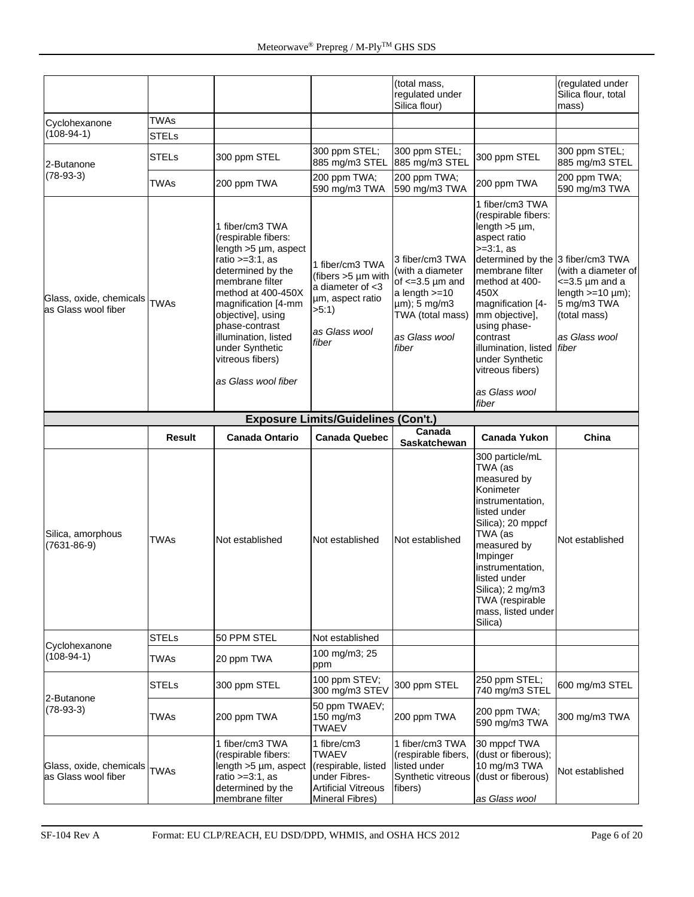| | | | | | | |
|---|---|---|---|---|---|---|
| | | | | (total mass, regulated under Silica flour) | | (regulated under Silica flour, total mass) |
| Cyclohexanone (108-94-1) | TWAs | | | | | |
| | STELs | | | | | |
| 2-Butanone (78-93-3) | STELs | 300 ppm STEL | 300 ppm STEL; 885 mg/m3 STEL | 300 ppm STEL; 885 mg/m3 STEL | 300 ppm STEL | 300 ppm STEL; 885 mg/m3 STEL |
| | TWAs | 200 ppm TWA | 200 ppm TWA; 590 mg/m3 TWA | 200 ppm TWA; 590 mg/m3 TWA | 200 ppm TWA | 200 ppm TWA; 590 mg/m3 TWA |
| Glass, oxide, chemicals as Glass wool fiber | TWAs | 1 fiber/cm3 TWA (respirable fibers: length >5 µm, aspect ratio >=3:1, as determined by the membrane filter method at 400-450X magnification [4-mm objective], using phase-contrast illumination, listed under Synthetic vitreous fibers) *as Glass wool fiber* | 1 fiber/cm3 TWA (fibers >5 µm with a diameter of <3 µm, aspect ratio >5:1) *as Glass wool fiber* | 3 fiber/cm3 TWA (with a diameter of <=3.5 µm and a length >=10 µm); 5 mg/m3 TWA (total mass) *as Glass wool fiber* | 1 fiber/cm3 TWA (respirable fibers: length >5 µm, aspect ratio >=3:1, as determined by the membrane filter method at 400-450X magnification [4-mm objective], using phase-contrast illumination, listed under Synthetic vitreous fibers) *as Glass wool fiber* | 3 fiber/cm3 TWA (with a diameter of <=3.5 µm and a length >=10 µm); 5 mg/m3 TWA (total mass) *as Glass wool fiber* |

**Exposure Limits/Guidelines (Con't.)**

| | Result | Canada Ontario | Canada Quebec | Canada Saskatchewan | Canada Yukon | China |
|---|---|---|---|---|---|---|
| Silica, amorphous (7631-86-9) | TWAs | Not established | Not established | Not established | 300 particle/mL TWA (as measured by Konimeter instrumentation, listed under Silica); 20 mppcf TWA (as measured by Impinger instrumentation, listed under Silica); 2 mg/m3 TWA (respirable mass, listed under Silica) | Not established |
| Cyclohexanone (108-94-1) | STELs | 50 PPM STEL | Not established | | | |
| | TWAs | 20 ppm TWA | 100 mg/m3; 25 ppm | | | |
| 2-Butanone (78-93-3) | STELs | 300 ppm STEL | 100 ppm STEV; 300 mg/m3 STEV | 300 ppm STEL | 250 ppm STEL; 740 mg/m3 STEL | 600 mg/m3 STEL |
| | TWAs | 200 ppm TWA | 50 ppm TWAEV; 150 mg/m3 TWAEV | 200 ppm TWA | 200 ppm TWA; 590 mg/m3 TWA | 300 mg/m3 TWA |
| Glass, oxide, chemicals as Glass wool fiber | TWAs | 1 fiber/cm3 TWA (respirable fibers: length >5 µm, aspect ratio >=3:1, as determined by the membrane filter | 1 fibre/cm3 TWAEV (respirable, listed under Fibres-Artificial Vitreous Mineral Fibres) | 1 fiber/cm3 TWA (respirable fibers, listed under Synthetic vitreous fibers) | 30 mppcf TWA (dust or fiberous); 10 mg/m3 TWA (dust or fiberous) *as Glass wool* | Not established |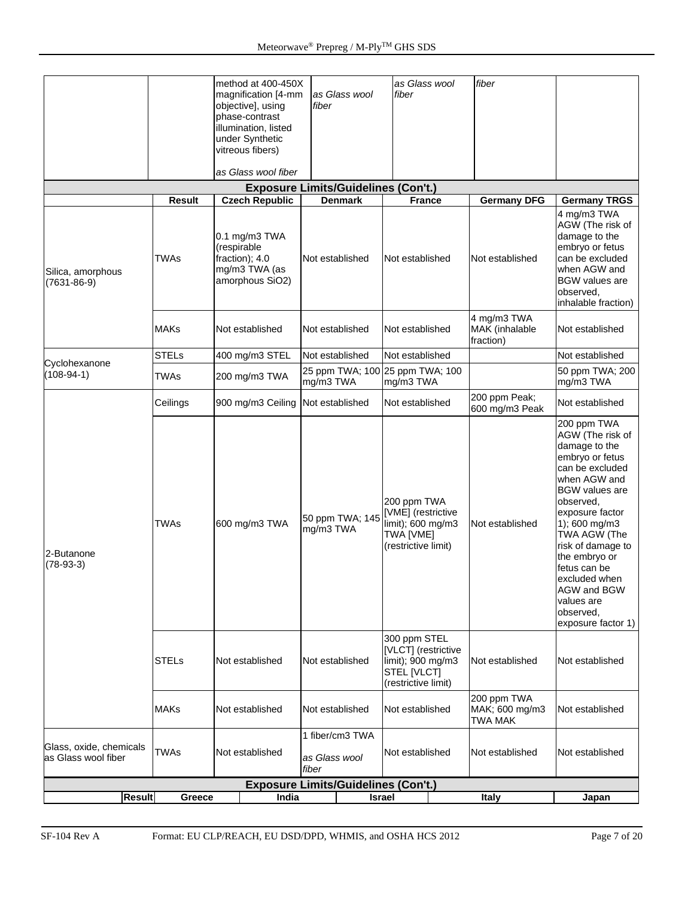| | | | | | | |
|---|---|---|---|---|---|---|
| | | method at 400-450X magnification [4-mm objective], using phase-contrast illumination, listed under Synthetic vitreous fibers)<br><br>*as Glass wool fiber* | *as Glass wool fiber* | *as Glass wool fiber* | *fiber* | |

| **Exposure Limits/Guidelines (Con't.)** | | | | | | |
|---|---|---|---|---|---|---|
| | **Result** | **Czech Republic** | **Denmark** | **France** | **Germany DFG** | **Germany TRGS** |
| Silica, amorphous (7631-86-9) | TWAs | 0.1 mg/m3 TWA (respirable fraction); 4.0 mg/m3 TWA (as amorphous SiO2) | Not established | Not established | Not established | 4 mg/m3 TWA AGW (The risk of damage to the embryo or fetus can be excluded when AGW and BGW values are observed, inhalable fraction) |
| | MAKs | Not established | Not established | Not established | 4 mg/m3 TWA MAK (inhalable fraction) | Not established |
| Cyclohexanone (108-94-1) | STELs | 400 mg/m3 STEL | Not established | Not established | | Not established |
| | TWAs | 200 mg/m3 TWA | 25 ppm TWA; 100 mg/m3 TWA | 25 ppm TWA; 100 mg/m3 TWA | | 50 ppm TWA; 200 mg/m3 TWA |
| 2-Butanone (78-93-3) | Ceilings | 900 mg/m3 Ceiling | Not established | Not established | 200 ppm Peak; 600 mg/m3 Peak | Not established |
| | TWAs | 600 mg/m3 TWA | 50 ppm TWA; 145 mg/m3 TWA | 200 ppm TWA [VME] (restrictive limit); 600 mg/m3 TWA [VME] (restrictive limit) | Not established | 200 ppm TWA AGW (The risk of damage to the embryo or fetus can be excluded when AGW and BGW values are observed, exposure factor 1); 600 mg/m3 TWA AGW (The risk of damage to the embryo or fetus can be excluded when AGW and BGW values are observed, exposure factor 1) |
| | STELs | Not established | Not established | 300 ppm STEL [VLCT] (restrictive limit); 900 mg/m3 STEL [VLCT] (restrictive limit) | Not established | Not established |
| | MAKs | Not established | Not established | Not established | 200 ppm TWA MAK; 600 mg/m3 TWA MAK | Not established |
| Glass, oxide, chemicals as Glass wool fiber | TWAs | Not established | 1 fiber/cm3 TWA<br><br>*as Glass wool fiber* | Not established | Not established | Not established |

| **Exposure Limits/Guidelines (Con't.)** | | | | | |
|---|---|---|---|---|---|
| **Result** | **Greece** | **India** | **Israel** | **Italy** | **Japan** |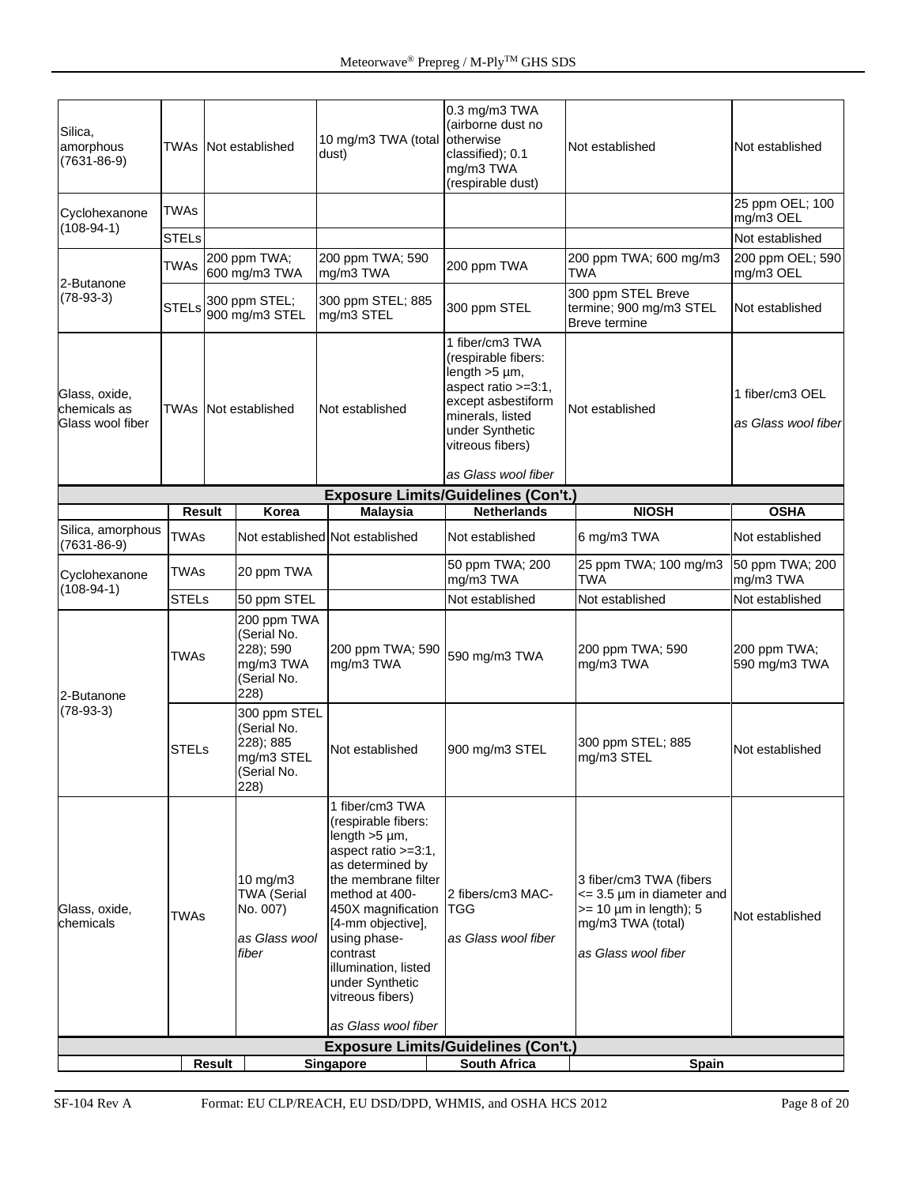| | | | | | | |
|---|---|---|---|---|---|---|
| Silica, amorphous (7631-86-9) | TWAs | Not established | 10 mg/m3 TWA (total dust) | 0.3 mg/m3 TWA (airborne dust no otherwise classified); 0.1 mg/m3 TWA (respirable dust) | Not established | Not established |
| Cyclohexanone (108-94-1) | TWAs | | | | | 25 ppm OEL; 100 mg/m3 OEL |
| | STELs | | | | | Not established |
| 2-Butanone (78-93-3) | TWAs | 200 ppm TWA; 600 mg/m3 TWA | 200 ppm TWA; 590 mg/m3 TWA | 200 ppm TWA | 200 ppm TWA; 600 mg/m3 TWA | 200 ppm OEL; 590 mg/m3 OEL |
| | STELs | 300 ppm STEL; 900 mg/m3 STEL | 300 ppm STEL; 885 mg/m3 STEL | 300 ppm STEL | 300 ppm STEL Breve termine; 900 mg/m3 STEL Breve termine | Not established |
| Glass, oxide, chemicals as Glass wool fiber | TWAs | Not established | Not established | 1 fiber/cm3 TWA (respirable fibers: length >5 µm, aspect ratio >=3:1, except asbestiform minerals, listed under Synthetic vitreous fibers)<br><br>*as Glass wool fiber* | Not established | 1 fiber/cm3 OEL<br><br>*as Glass wool fiber* |

**Exposure Limits/Guidelines (Con't.)**

| | Result | Korea | Malaysia | Netherlands | NIOSH | OSHA |
|---|---|---|---|---|---|---|
| Silica, amorphous (7631-86-9) | TWAs | Not established | Not established | Not established | 6 mg/m3 TWA | Not established |
| Cyclohexanone (108-94-1) | TWAs | 20 ppm TWA | | 50 ppm TWA; 200 mg/m3 TWA | 25 ppm TWA; 100 mg/m3 TWA | 50 ppm TWA; 200 mg/m3 TWA |
| | STELs | 50 ppm STEL | | Not established | Not established | Not established |
| 2-Butanone (78-93-3) | TWAs | 200 ppm TWA (Serial No. 228); 590 mg/m3 TWA (Serial No. 228) | 200 ppm TWA; 590 mg/m3 TWA | 590 mg/m3 TWA | 200 ppm TWA; 590 mg/m3 TWA | 200 ppm TWA; 590 mg/m3 TWA |
| | STELs | 300 ppm STEL (Serial No. 228); 885 mg/m3 STEL (Serial No. 228) | Not established | 900 mg/m3 STEL | 300 ppm STEL; 885 mg/m3 STEL | Not established |
| Glass, oxide, chemicals | TWAs | 10 mg/m3 TWA (Serial No. 007)<br><br>*as Glass wool fiber* | 1 fiber/cm3 TWA (respirable fibers: length >5 µm, aspect ratio >=3:1, as determined by the membrane filter method at 400-450X magnification [4-mm objective], using phase-contrast illumination, listed under Synthetic vitreous fibers)<br><br>*as Glass wool fiber* | 2 fibers/cm3 MAC-TGG<br><br>*as Glass wool fiber* | 3 fiber/cm3 TWA (fibers <= 3.5 µm in diameter and >= 10 µm in length); 5 mg/m3 TWA (total)<br><br>*as Glass wool fiber* | Not established |

**Exposure Limits/Guidelines (Con't.)**

| | Result | Singapore | South Africa | Spain |
|---|---|---|---|---|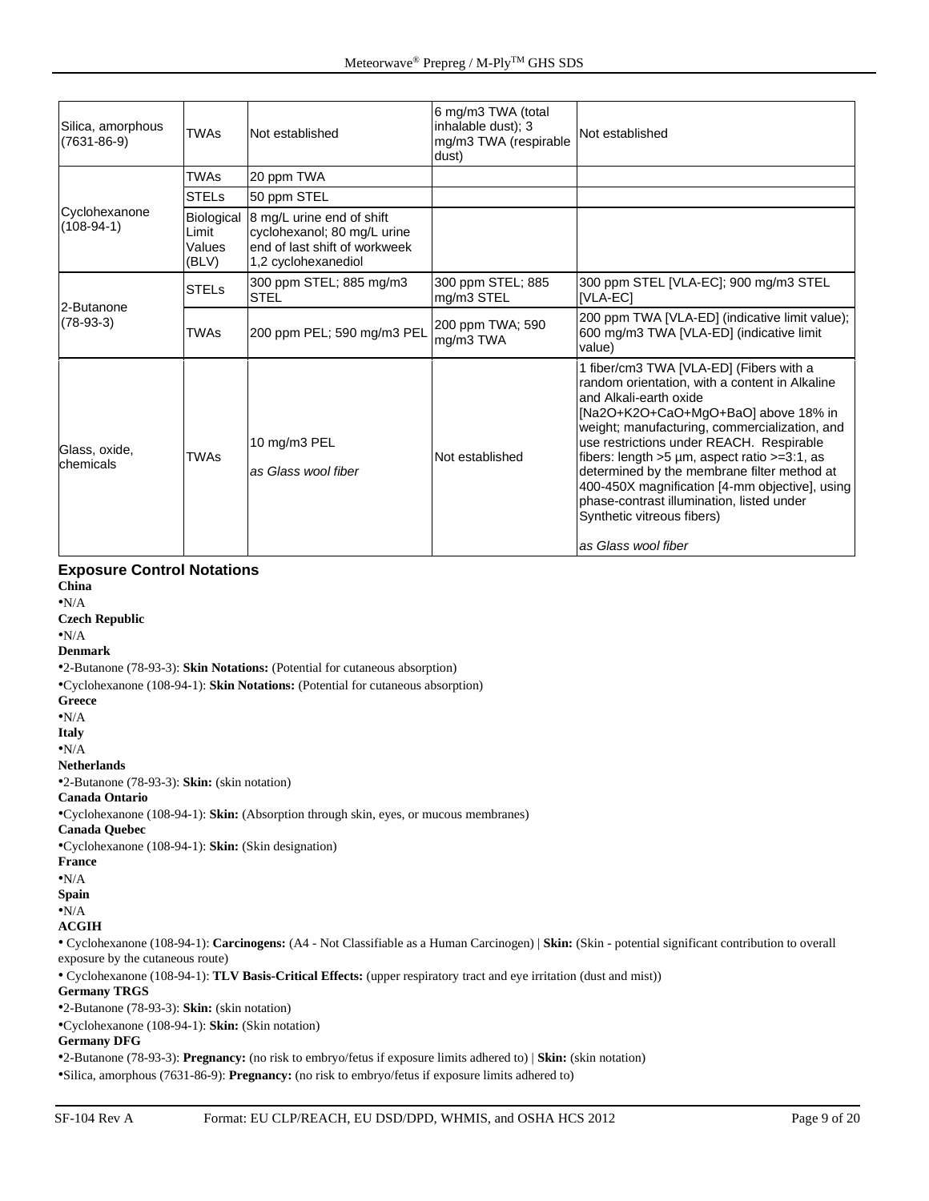| | | | | |
|---|---|---|---|---|
| Silica, amorphous (7631-86-9) | TWAs | Not established | 6 mg/m3 TWA (total inhalable dust); 3 mg/m3 TWA (respirable dust) | Not established |
| Cyclohexanone (108-94-1) | TWAs | 20 ppm TWA | | |
| | STELs | 50 ppm STEL | | |
| | Biological Limit Values (BLV) | 8 mg/L urine end of shift cyclohexanol; 80 mg/L urine end of last shift of workweek 1,2 cyclohexanediol | | |
| 2-Butanone (78-93-3) | STELs | 300 ppm STEL; 885 mg/m3 STEL | 300 ppm STEL; 885 mg/m3 STEL | 300 ppm STEL [VLA-EC]; 900 mg/m3 STEL [VLA-EC] |
| | TWAs | 200 ppm PEL; 590 mg/m3 PEL | 200 ppm TWA; 590 mg/m3 TWA | 200 ppm TWA [VLA-ED] (indicative limit value); 600 mg/m3 TWA [VLA-ED] (indicative limit value) |
| Glass, oxide, chemicals | TWAs | 10 mg/m3 PEL<br>*as Glass wool fiber* | Not established | 1 fiber/cm3 TWA [VLA-ED] (Fibers with a random orientation, with a content in Alkaline and Alkali-earth oxide [Na2O+K2O+CaO+MgO+BaO] above 18% in weight; manufacturing, commercialization, and use restrictions under REACH. Respirable fibers: length >5 µm, aspect ratio >=3:1, as determined by the membrane filter method at 400-450X magnification [4-mm objective], using phase-contrast illumination, listed under Synthetic vitreous fibers)<br>*as Glass wool fiber* |

## Exposure Control Notations

**China**

- N/A

**Czech Republic**

- N/A

**Denmark**

- 2-Butanone (78-93-3): **Skin Notations:** (Potential for cutaneous absorption)
- Cyclohexanone (108-94-1): **Skin Notations:** (Potential for cutaneous absorption)

**Greece**

- N/A

**Italy**

- N/A

**Netherlands**

- 2-Butanone (78-93-3): **Skin:** (skin notation)

**Canada Ontario**

- Cyclohexanone (108-94-1): **Skin:** (Absorption through skin, eyes, or mucous membranes)

**Canada Quebec**

- Cyclohexanone (108-94-1): **Skin:** (Skin designation)

**France**

- N/A

**Spain**

- N/A

**ACGIH**

- Cyclohexanone (108-94-1): **Carcinogens:** (A4 - Not Classifiable as a Human Carcinogen) | **Skin:** (Skin - potential significant contribution to overall exposure by the cutaneous route)
- Cyclohexanone (108-94-1): **TLV Basis-Critical Effects:** (upper respiratory tract and eye irritation (dust and mist))

**Germany TRGS**

- 2-Butanone (78-93-3): **Skin:** (skin notation)
- Cyclohexanone (108-94-1): **Skin:** (Skin notation)

**Germany DFG**

- 2-Butanone (78-93-3): **Pregnancy:** (no risk to embryo/fetus if exposure limits adhered to) | **Skin:** (skin notation)
- Silica, amorphous (7631-86-9): **Pregnancy:** (no risk to embryo/fetus if exposure limits adhered to)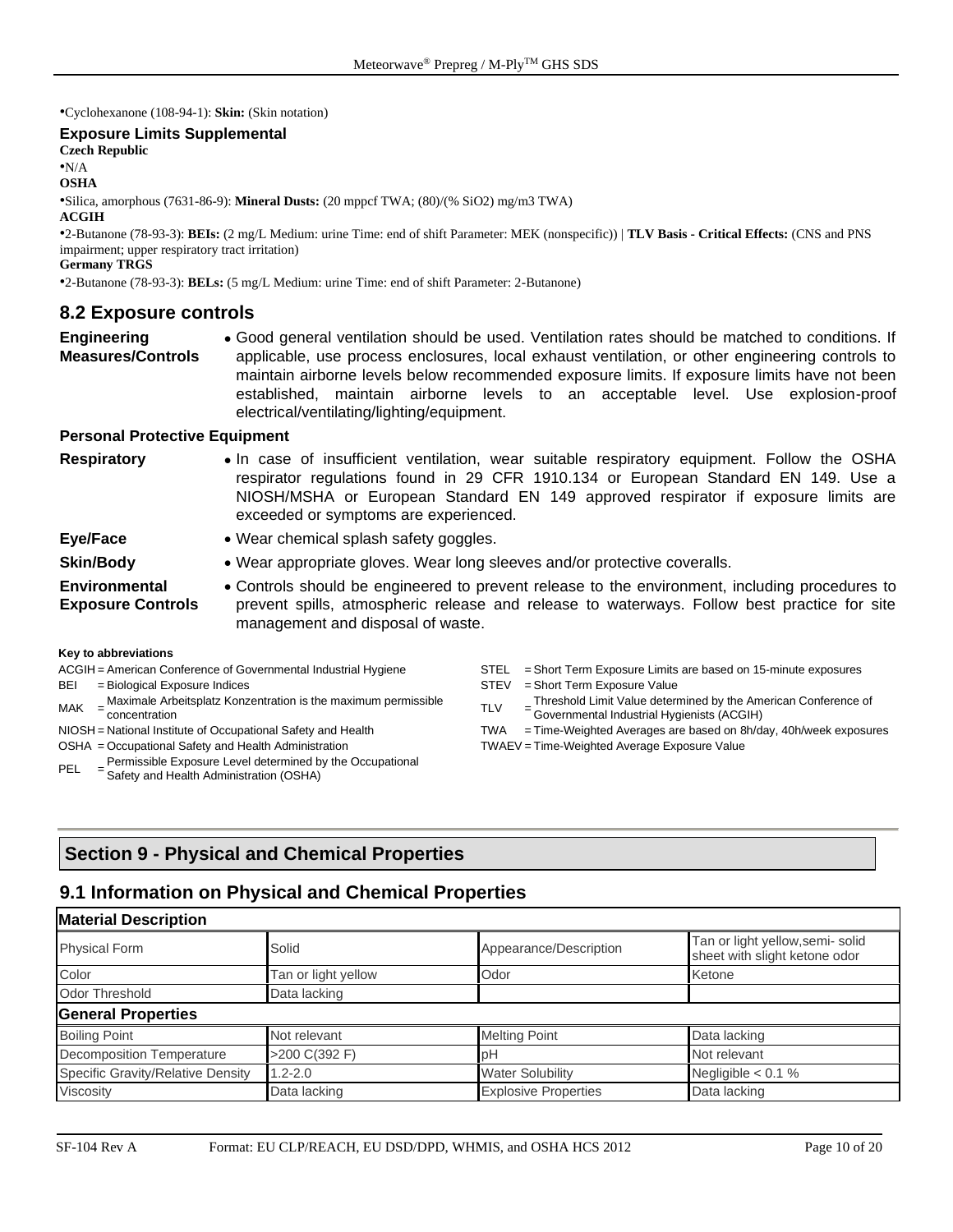•Cyclohexanone (108-94-1): **Skin:** (Skin notation)

### Exposure Limits Supplemental

**Czech Republic**

•N/A

**OSHA**

•Silica, amorphous (7631-86-9): **Mineral Dusts:** (20 mppcf TWA; (80)/(% SiO2) mg/m3 TWA)

**ACGIH**

•2-Butanone (78-93-3): **BEIs:** (2 mg/L Medium: urine Time: end of shift Parameter: MEK (nonspecific)) | **TLV Basis - Critical Effects:** (CNS and PNS impairment; upper respiratory tract irritation)

**Germany TRGS**

•2-Butanone (78-93-3): **BELs:** (5 mg/L Medium: urine Time: end of shift Parameter: 2-Butanone)

## 8.2 Exposure controls

**Engineering Measures/Controls**
- Good general ventilation should be used. Ventilation rates should be matched to conditions. If applicable, use process enclosures, local exhaust ventilation, or other engineering controls to maintain airborne levels below recommended exposure limits. If exposure limits have not been established, maintain airborne levels to an acceptable level. Use explosion-proof electrical/ventilating/lighting/equipment.

### Personal Protective Equipment

**Respiratory**
- In case of insufficient ventilation, wear suitable respiratory equipment. Follow the OSHA respirator regulations found in 29 CFR 1910.134 or European Standard EN 149. Use a NIOSH/MSHA or European Standard EN 149 approved respirator if exposure limits are exceeded or symptoms are experienced.

**Eye/Face**
- Wear chemical splash safety goggles.

**Skin/Body**
- Wear appropriate gloves. Wear long sleeves and/or protective coveralls.

**Environmental Exposure Controls**
- Controls should be engineered to prevent release to the environment, including procedures to prevent spills, atmospheric release and release to waterways. Follow best practice for site management and disposal of waste.

**Key to abbreviations**

ACGIH = American Conference of Governmental Industrial Hygiene
BEI = Biological Exposure Indices
MAK = Maximale Arbeitsplatz Konzentration is the maximum permissible concentration
NIOSH = National Institute of Occupational Safety and Health
OSHA = Occupational Safety and Health Administration
PEL = Permissible Exposure Level determined by the Occupational Safety and Health Administration (OSHA)
STEL = Short Term Exposure Limits are based on 15-minute exposures
STEV = Short Term Exposure Value
TLV = Threshold Limit Value determined by the American Conference of Governmental Industrial Hygienists (ACGIH)
TWA = Time-Weighted Averages are based on 8h/day, 40h/week exposures
TWAEV = Time-Weighted Average Exposure Value

# Section 9 - Physical and Chemical Properties

## 9.1 Information on Physical and Chemical Properties

| **Material Description** | | | |
|---|---|---|---|
| Physical Form | Solid | Appearance/Description | Tan or light yellow,semi- solid sheet with slight ketone odor |
| Color | Tan or light yellow | Odor | Ketone |
| Odor Threshold | Data lacking | | |
| **General Properties** | | | |
| Boiling Point | Not relevant | Melting Point | Data lacking |
| Decomposition Temperature | >200 C(392 F) | pH | Not relevant |
| Specific Gravity/Relative Density | 1.2-2.0 | Water Solubility | Negligible < 0.1 % |
| Viscosity | Data lacking | Explosive Properties | Data lacking |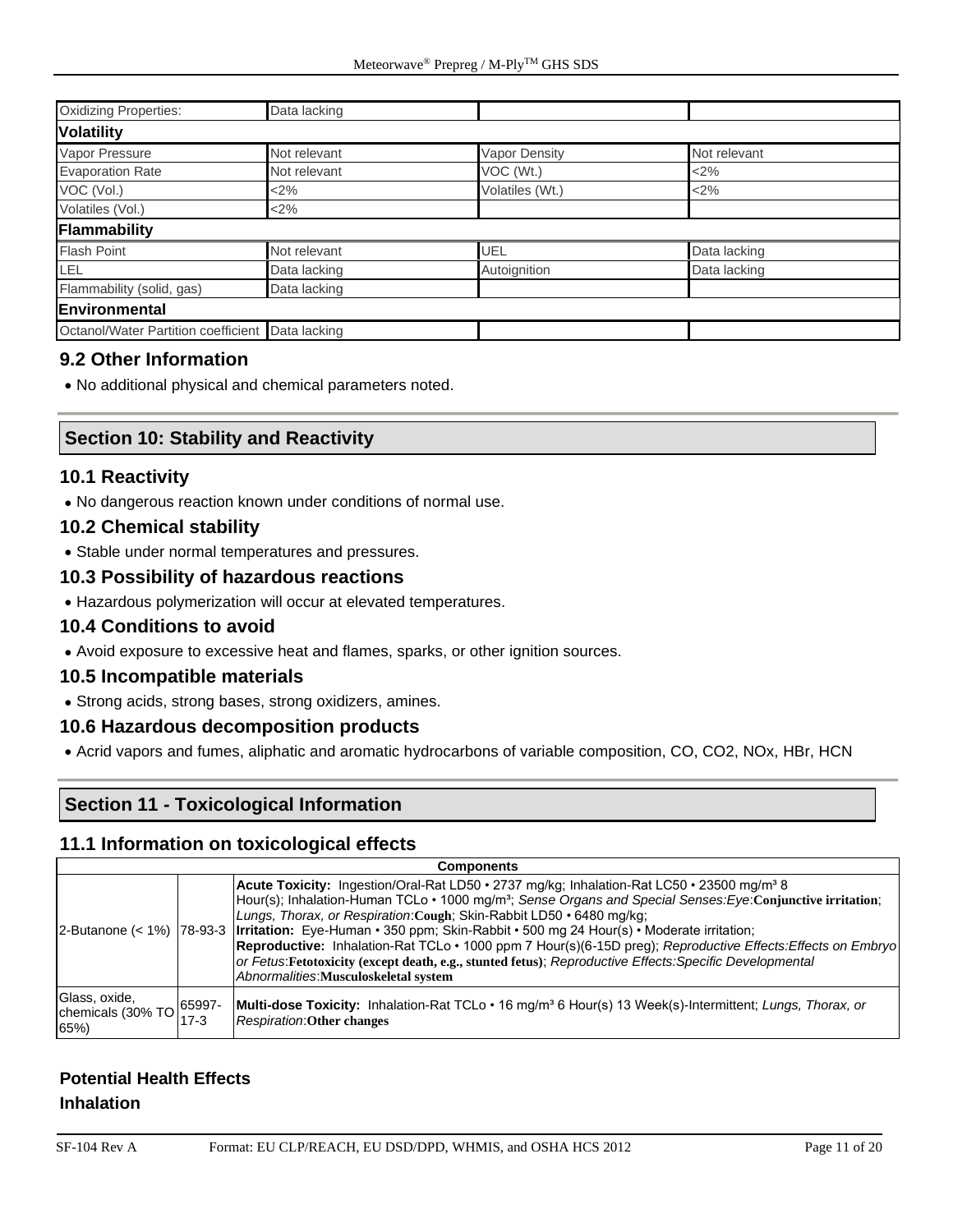| Oxidizing Properties: | Data lacking | | |
|---|---|---|---|
| **Volatility** | | | |
| Vapor Pressure | Not relevant | Vapor Density | Not relevant |
| Evaporation Rate | Not relevant | VOC (Wt.) | <2% |
| VOC (Vol.) | <2% | Volatiles (Wt.) | <2% |
| Volatiles (Vol.) | <2% | | |
| **Flammability** | | | |
| Flash Point | Not relevant | UEL | Data lacking |
| LEL | Data lacking | Autoignition | Data lacking |
| Flammability (solid, gas) | Data lacking | | |
| **Environmental** | | | |
| Octanol/Water Partition coefficient | Data lacking | | |

## 9.2 Other Information

- No additional physical and chemical parameters noted.

# Section 10: Stability and Reactivity

## 10.1 Reactivity

- No dangerous reaction known under conditions of normal use.

## 10.2 Chemical stability

- Stable under normal temperatures and pressures.

## 10.3 Possibility of hazardous reactions

- Hazardous polymerization will occur at elevated temperatures.

## 10.4 Conditions to avoid

- Avoid exposure to excessive heat and flames, sparks, or other ignition sources.

## 10.5 Incompatible materials

- Strong acids, strong bases, strong oxidizers, amines.

## 10.6 Hazardous decomposition products

- Acrid vapors and fumes, aliphatic and aromatic hydrocarbons of variable composition, CO, $CO_2$, $NO_x$, HBr, HCN

# Section 11 - Toxicological Information

## 11.1 Information on toxicological effects

| Components | | |
|---|---|---|
| 2-Butanone (< 1%) | 78-93-3 | **Acute Toxicity:** Ingestion/Oral-Rat LD50 • 2737 mg/kg; Inhalation-Rat LC50 • 23500 mg/m³ 8 Hour(s); Inhalation-Human TCLo • 1000 mg/m³; *Sense Organs and Special Senses:Eye*:**Conjunctive irritation**; *Lungs, Thorax, or Respiration*:**Cough**; Skin-Rabbit LD50 • 6480 mg/kg; **Irritation:** Eye-Human • 350 ppm; Skin-Rabbit • 500 mg 24 Hour(s) • Moderate irritation; **Reproductive:** Inhalation-Rat TCLo • 1000 ppm 7 Hour(s)(6-15D preg); *Reproductive Effects:Effects on Embryo or Fetus*:**Fetotoxicity (except death, e.g., stunted fetus)**; *Reproductive Effects:Specific Developmental Abnormalities*:**Musculoskeletal system** |
| Glass, oxide, chemicals (30% TO 65%) | 65997-17-3 | **Multi-dose Toxicity:** Inhalation-Rat TCLo • 16 mg/m³ 6 Hour(s) 13 Week(s)-Intermittent; *Lungs, Thorax, or Respiration*:**Other changes** |

### Potential Health Effects

### Inhalation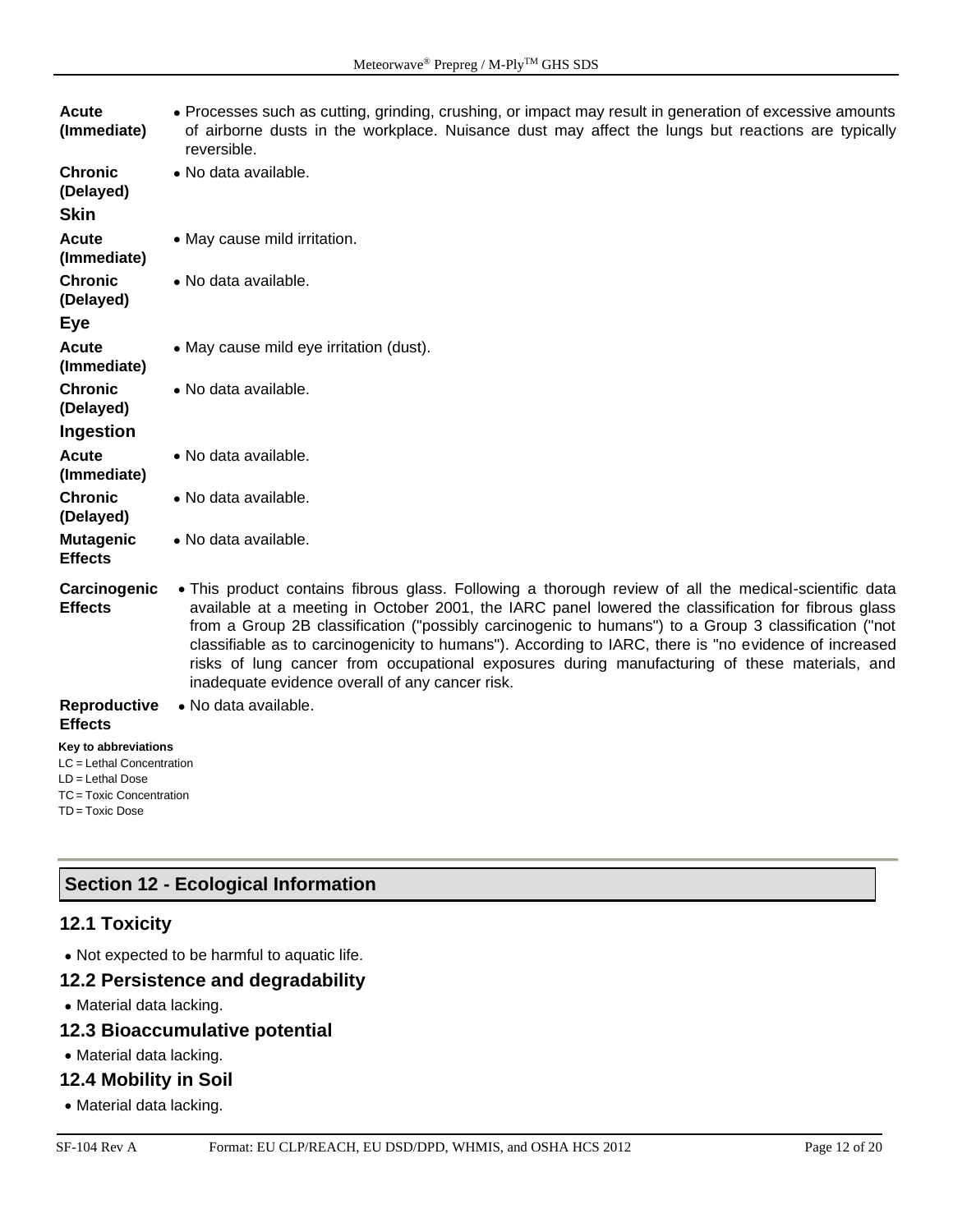**Acute (Immediate)**
- Processes such as cutting, grinding, crushing, or impact may result in generation of excessive amounts of airborne dusts in the workplace. Nuisance dust may affect the lungs but reactions are typically reversible.

**Chronic (Delayed)**
- No data available.

**Skin**

**Acute (Immediate)**
- May cause mild irritation.

**Chronic (Delayed)**
- No data available.

**Eye**

**Acute (Immediate)**
- May cause mild eye irritation (dust).

**Chronic (Delayed)**
- No data available.

**Ingestion**

**Acute (Immediate)**
- No data available.

**Chronic (Delayed)**
- No data available.

**Mutagenic Effects**
- No data available.

**Carcinogenic Effects**
- This product contains fibrous glass. Following a thorough review of all the medical-scientific data available at a meeting in October 2001, the IARC panel lowered the classification for fibrous glass from a Group 2B classification ("possibly carcinogenic to humans") to a Group 3 classification ("not classifiable as to carcinogenicity to humans"). According to IARC, there is "no evidence of increased risks of lung cancer from occupational exposures during manufacturing of these materials, and inadequate evidence overall of any cancer risk.

**Reproductive Effects**
- No data available.

**Key to abbreviations**
LC = Lethal Concentration
LD = Lethal Dose
TC = Toxic Concentration
TD = Toxic Dose

## Section 12 - Ecological Information

### 12.1 Toxicity

- Not expected to be harmful to aquatic life.

### 12.2 Persistence and degradability

- Material data lacking.

### 12.3 Bioaccumulative potential

- Material data lacking.

### 12.4 Mobility in Soil

- Material data lacking.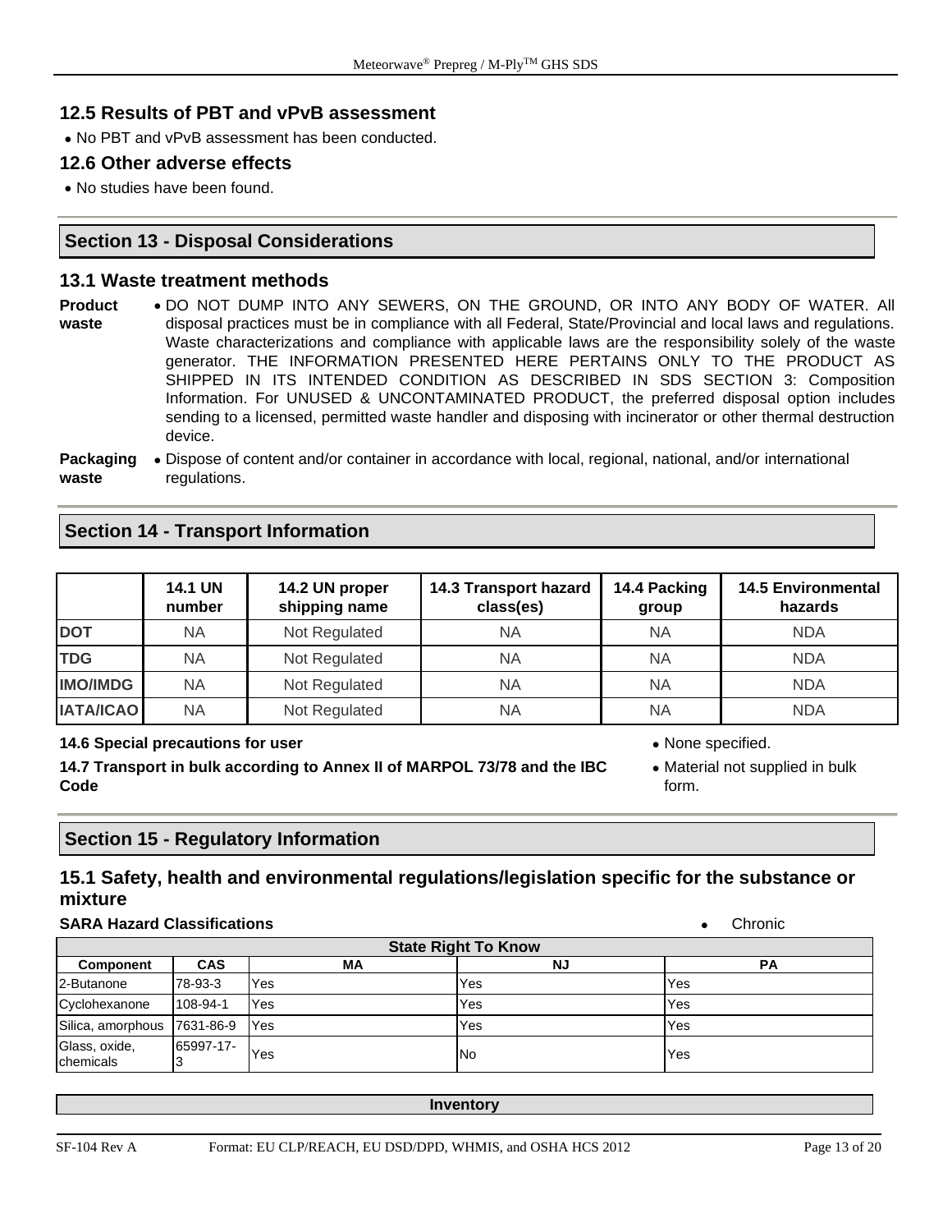### 12.5 Results of PBT and vPvB assessment

- No PBT and vPvB assessment has been conducted.

### 12.6 Other adverse effects

- No studies have been found.

## Section 13 - Disposal Considerations

### 13.1 Waste treatment methods

**Product waste**
- DO NOT DUMP INTO ANY SEWERS, ON THE GROUND, OR INTO ANY BODY OF WATER. All disposal practices must be in compliance with all Federal, State/Provincial and local laws and regulations. Waste characterizations and compliance with applicable laws are the responsibility solely of the waste generator. THE INFORMATION PRESENTED HERE PERTAINS ONLY TO THE PRODUCT AS SHIPPED IN ITS INTENDED CONDITION AS DESCRIBED IN SDS SECTION 3: Composition Information. For UNUSED & UNCONTAMINATED PRODUCT, the preferred disposal option includes sending to a licensed, permitted waste handler and disposing with incinerator or other thermal destruction device.

**Packaging waste**
- Dispose of content and/or container in accordance with local, regional, national, and/or international regulations.

## Section 14 - Transport Information

| | 14.1 UN number | 14.2 UN proper shipping name | 14.3 Transport hazard class(es) | 14.4 Packing group | 14.5 Environmental hazards |
|---|---|---|---|---|---|
| **DOT** | NA | Not Regulated | NA | NA | NDA |
| **TDG** | NA | Not Regulated | NA | NA | NDA |
| **IMO/IMDG** | NA | Not Regulated | NA | NA | NDA |
| **IATA/ICAO** | NA | Not Regulated | NA | NA | NDA |

**14.6 Special precautions for user**
- None specified.

**14.7 Transport in bulk according to Annex II of MARPOL 73/78 and the IBC Code**
- Material not supplied in bulk form.

## Section 15 - Regulatory Information

### 15.1 Safety, health and environmental regulations/legislation specific for the substance or mixture

**SARA Hazard Classifications**
- Chronic

| State Right To Know | | | | |
|---|---|---|---|---|
| **Component** | **CAS** | **MA** | **NJ** | **PA** |
| 2-Butanone | 78-93-3 | Yes | Yes | Yes |
| Cyclohexanone | 108-94-1 | Yes | Yes | Yes |
| Silica, amorphous | 7631-86-9 | Yes | Yes | Yes |
| Glass, oxide, chemicals | 65997-17-3 | Yes | No | Yes |

**Inventory**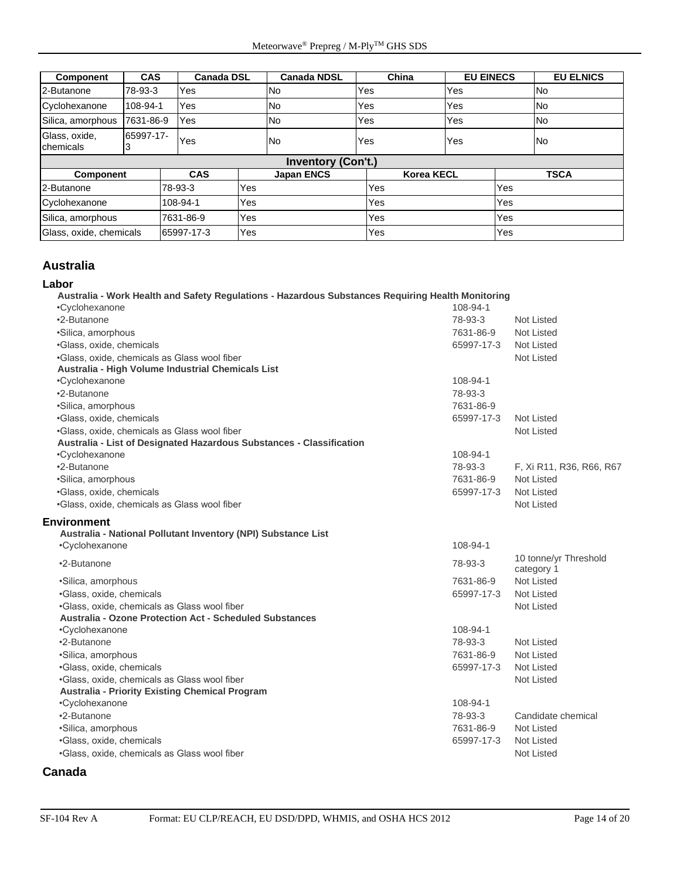| Component | CAS | Canada DSL | Canada NDSL | China | EU EINECS | EU ELNICS |
|---|---|---|---|---|---|---|
| 2-Butanone | 78-93-3 | Yes | No | Yes | Yes | No |
| Cyclohexanone | 108-94-1 | Yes | No | Yes | Yes | No |
| Silica, amorphous | 7631-86-9 | Yes | No | Yes | Yes | No |
| Glass, oxide, chemicals | 65997-17-3 | Yes | No | Yes | Yes | No |

**Inventory (Con't.)**

| Component | CAS | Japan ENCS | Korea KECL | TSCA |
|---|---|---|---|---|
| 2-Butanone | 78-93-3 | Yes | Yes | Yes |
| Cyclohexanone | 108-94-1 | Yes | Yes | Yes |
| Silica, amorphous | 7631-86-9 | Yes | Yes | Yes |
| Glass, oxide, chemicals | 65997-17-3 | Yes | Yes | Yes |

## Australia

### Labor

**Australia - Work Health and Safety Regulations - Hazardous Substances Requiring Health Monitoring**

| | | |
|---|---|---|
| •Cyclohexanone | 108-94-1 | |
| •2-Butanone | 78-93-3 | Not Listed |
| •Silica, amorphous | 7631-86-9 | Not Listed |
| •Glass, oxide, chemicals | 65997-17-3 | Not Listed |
| •Glass, oxide, chemicals as Glass wool fiber | | Not Listed |

**Australia - High Volume Industrial Chemicals List**

| | | |
|---|---|---|
| •Cyclohexanone | 108-94-1 | |
| •2-Butanone | 78-93-3 | |
| •Silica, amorphous | 7631-86-9 | |
| •Glass, oxide, chemicals | 65997-17-3 | Not Listed |
| •Glass, oxide, chemicals as Glass wool fiber | | Not Listed |

**Australia - List of Designated Hazardous Substances - Classification**

| | | |
|---|---|---|
| •Cyclohexanone | 108-94-1 | |
| •2-Butanone | 78-93-3 | F, Xi R11, R36, R66, R67 |
| •Silica, amorphous | 7631-86-9 | Not Listed |
| •Glass, oxide, chemicals | 65997-17-3 | Not Listed |
| •Glass, oxide, chemicals as Glass wool fiber | | Not Listed |

### Environment

**Australia - National Pollutant Inventory (NPI) Substance List**

| | | |
|---|---|---|
| •Cyclohexanone | 108-94-1 | |
| •2-Butanone | 78-93-3 | 10 tonne/yr Threshold category 1 |
| •Silica, amorphous | 7631-86-9 | Not Listed |
| •Glass, oxide, chemicals | 65997-17-3 | Not Listed |
| •Glass, oxide, chemicals as Glass wool fiber | | Not Listed |

**Australia - Ozone Protection Act - Scheduled Substances**

| | | |
|---|---|---|
| •Cyclohexanone | 108-94-1 | |
| •2-Butanone | 78-93-3 | Not Listed |
| •Silica, amorphous | 7631-86-9 | Not Listed |
| •Glass, oxide, chemicals | 65997-17-3 | Not Listed |
| •Glass, oxide, chemicals as Glass wool fiber | | Not Listed |

**Australia - Priority Existing Chemical Program**

| | | |
|---|---|---|
| •Cyclohexanone | 108-94-1 | |
| •2-Butanone | 78-93-3 | Candidate chemical |
| •Silica, amorphous | 7631-86-9 | Not Listed |
| •Glass, oxide, chemicals | 65997-17-3 | Not Listed |
| •Glass, oxide, chemicals as Glass wool fiber | | Not Listed |

## Canada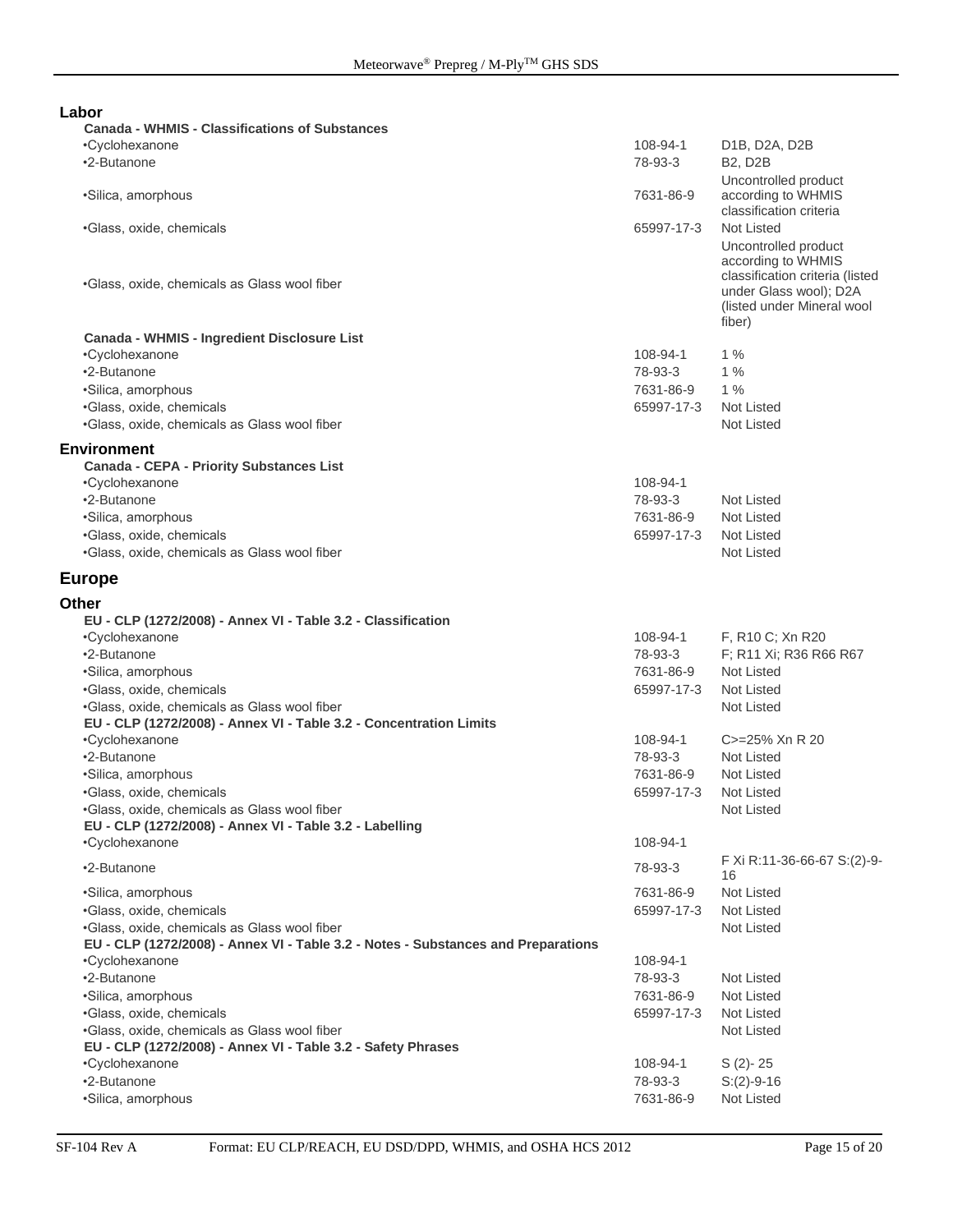### Labor

**Canada - WHMIS - Classifications of Substances**

| | | |
|---|---|---|
| •Cyclohexanone | 108-94-1 | D1B, D2A, D2B |
| •2-Butanone | 78-93-3 | B2, D2B |
| •Silica, amorphous | 7631-86-9 | Uncontrolled product according to WHMIS classification criteria |
| •Glass, oxide, chemicals | 65997-17-3 | Not Listed |
| •Glass, oxide, chemicals as Glass wool fiber | | Uncontrolled product according to WHMIS classification criteria (listed under Glass wool); D2A (listed under Mineral wool fiber) |

**Canada - WHMIS - Ingredient Disclosure List**

| | | |
|---|---|---|
| •Cyclohexanone | 108-94-1 | 1 % |
| •2-Butanone | 78-93-3 | 1 % |
| •Silica, amorphous | 7631-86-9 | 1 % |
| •Glass, oxide, chemicals | 65997-17-3 | Not Listed |
| •Glass, oxide, chemicals as Glass wool fiber | | Not Listed |

### Environment

**Canada - CEPA - Priority Substances List**

| | | |
|---|---|---|
| •Cyclohexanone | 108-94-1 | |
| •2-Butanone | 78-93-3 | Not Listed |
| •Silica, amorphous | 7631-86-9 | Not Listed |
| •Glass, oxide, chemicals | 65997-17-3 | Not Listed |
| •Glass, oxide, chemicals as Glass wool fiber | | Not Listed |

## Europe

### Other

**EU - CLP (1272/2008) - Annex VI - Table 3.2 - Classification**

| | | |
|---|---|---|
| •Cyclohexanone | 108-94-1 | F, R10 C; Xn R20 |
| •2-Butanone | 78-93-3 | F; R11 Xi; R36 R66 R67 |
| •Silica, amorphous | 7631-86-9 | Not Listed |
| •Glass, oxide, chemicals | 65997-17-3 | Not Listed |
| •Glass, oxide, chemicals as Glass wool fiber | | Not Listed |

**EU - CLP (1272/2008) - Annex VI - Table 3.2 - Concentration Limits**

| | | |
|---|---|---|
| •Cyclohexanone | 108-94-1 | C>=25% Xn R 20 |
| •2-Butanone | 78-93-3 | Not Listed |
| •Silica, amorphous | 7631-86-9 | Not Listed |
| •Glass, oxide, chemicals | 65997-17-3 | Not Listed |
| •Glass, oxide, chemicals as Glass wool fiber | | Not Listed |

**EU - CLP (1272/2008) - Annex VI - Table 3.2 - Labelling**

| | | |
|---|---|---|
| •Cyclohexanone | 108-94-1 | |
| •2-Butanone | 78-93-3 | F Xi R:11-36-66-67 S:(2)-9-16 |
| •Silica, amorphous | 7631-86-9 | Not Listed |
| •Glass, oxide, chemicals | 65997-17-3 | Not Listed |
| •Glass, oxide, chemicals as Glass wool fiber | | Not Listed |

**EU - CLP (1272/2008) - Annex VI - Table 3.2 - Notes - Substances and Preparations**

| | | |
|---|---|---|
| •Cyclohexanone | 108-94-1 | |
| •2-Butanone | 78-93-3 | Not Listed |
| •Silica, amorphous | 7631-86-9 | Not Listed |
| •Glass, oxide, chemicals | 65997-17-3 | Not Listed |
| •Glass, oxide, chemicals as Glass wool fiber | | Not Listed |

**EU - CLP (1272/2008) - Annex VI - Table 3.2 - Safety Phrases**

| | | |
|---|---|---|
| •Cyclohexanone | 108-94-1 | S (2)- 25 |
| •2-Butanone | 78-93-3 | S:(2)-9-16 |
| •Silica, amorphous | 7631-86-9 | Not Listed |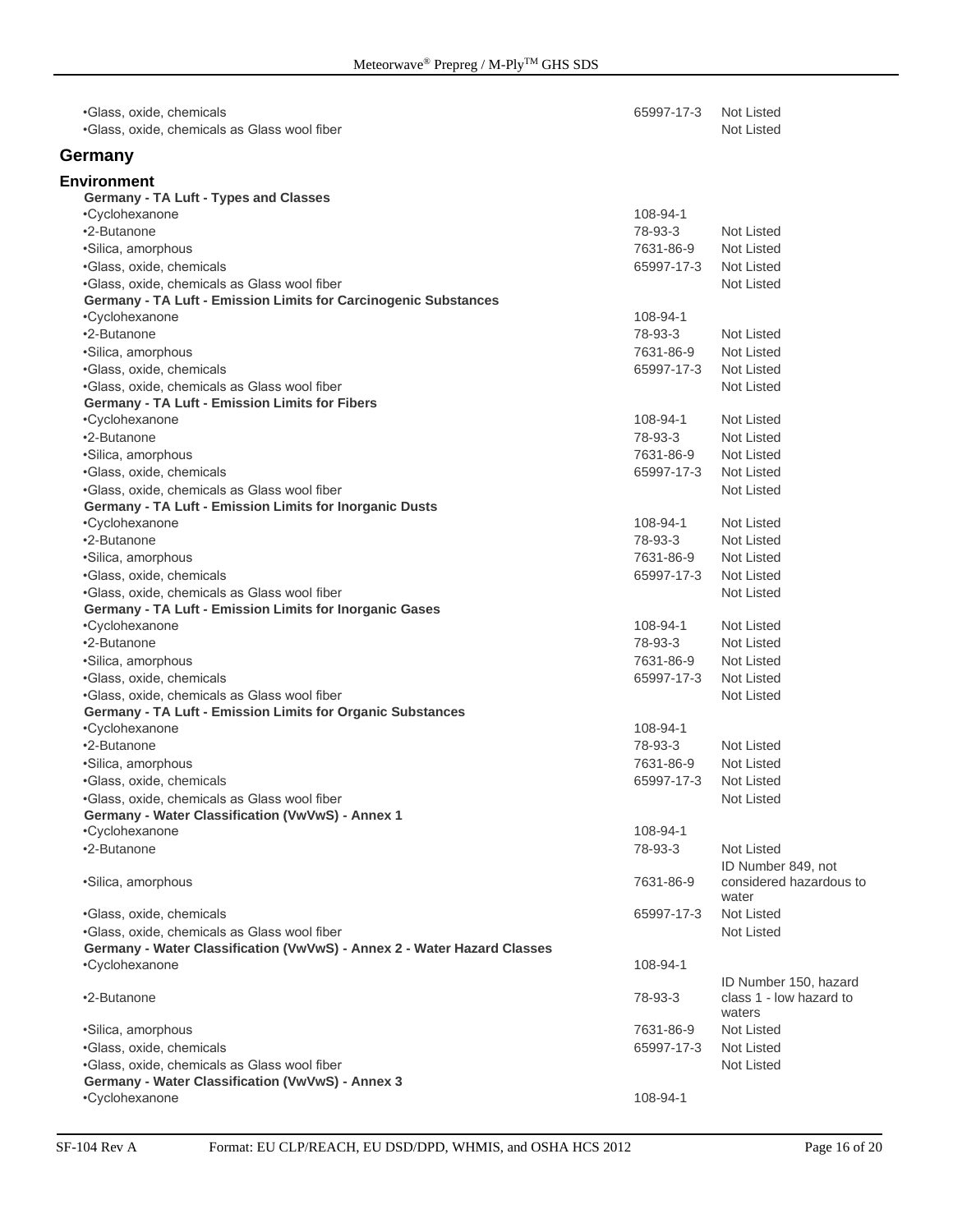| | | |
|---|---|---|
| •Glass, oxide, chemicals | 65997-17-3 | Not Listed |
| •Glass, oxide, chemicals as Glass wool fiber | | Not Listed |

## Germany

### Environment

| | | |
|---|---|---|
| **Germany - TA Luft - Types and Classes** | | |
| •Cyclohexanone | 108-94-1 | |
| •2-Butanone | 78-93-3 | Not Listed |
| •Silica, amorphous | 7631-86-9 | Not Listed |
| •Glass, oxide, chemicals | 65997-17-3 | Not Listed |
| •Glass, oxide, chemicals as Glass wool fiber | | Not Listed |
| **Germany - TA Luft - Emission Limits for Carcinogenic Substances** | | |
| •Cyclohexanone | 108-94-1 | |
| •2-Butanone | 78-93-3 | Not Listed |
| •Silica, amorphous | 7631-86-9 | Not Listed |
| •Glass, oxide, chemicals | 65997-17-3 | Not Listed |
| •Glass, oxide, chemicals as Glass wool fiber | | Not Listed |
| **Germany - TA Luft - Emission Limits for Fibers** | | |
| •Cyclohexanone | 108-94-1 | Not Listed |
| •2-Butanone | 78-93-3 | Not Listed |
| •Silica, amorphous | 7631-86-9 | Not Listed |
| •Glass, oxide, chemicals | 65997-17-3 | Not Listed |
| •Glass, oxide, chemicals as Glass wool fiber | | Not Listed |
| **Germany - TA Luft - Emission Limits for Inorganic Dusts** | | |
| •Cyclohexanone | 108-94-1 | Not Listed |
| •2-Butanone | 78-93-3 | Not Listed |
| •Silica, amorphous | 7631-86-9 | Not Listed |
| •Glass, oxide, chemicals | 65997-17-3 | Not Listed |
| •Glass, oxide, chemicals as Glass wool fiber | | Not Listed |
| **Germany - TA Luft - Emission Limits for Inorganic Gases** | | |
| •Cyclohexanone | 108-94-1 | Not Listed |
| •2-Butanone | 78-93-3 | Not Listed |
| •Silica, amorphous | 7631-86-9 | Not Listed |
| •Glass, oxide, chemicals | 65997-17-3 | Not Listed |
| •Glass, oxide, chemicals as Glass wool fiber | | Not Listed |
| **Germany - TA Luft - Emission Limits for Organic Substances** | | |
| •Cyclohexanone | 108-94-1 | |
| •2-Butanone | 78-93-3 | Not Listed |
| •Silica, amorphous | 7631-86-9 | Not Listed |
| •Glass, oxide, chemicals | 65997-17-3 | Not Listed |
| •Glass, oxide, chemicals as Glass wool fiber | | Not Listed |
| **Germany - Water Classification (VwVwS) - Annex 1** | | |
| •Cyclohexanone | 108-94-1 | |
| •2-Butanone | 78-93-3 | Not Listed |
| •Silica, amorphous | 7631-86-9 | ID Number 849, not considered hazardous to water |
| •Glass, oxide, chemicals | 65997-17-3 | Not Listed |
| •Glass, oxide, chemicals as Glass wool fiber | | Not Listed |
| **Germany - Water Classification (VwVwS) - Annex 2 - Water Hazard Classes** | | |
| •Cyclohexanone | 108-94-1 | |
| •2-Butanone | 78-93-3 | ID Number 150, hazard class 1 - low hazard to waters |
| •Silica, amorphous | 7631-86-9 | Not Listed |
| •Glass, oxide, chemicals | 65997-17-3 | Not Listed |
| •Glass, oxide, chemicals as Glass wool fiber | | Not Listed |
| **Germany - Water Classification (VwVwS) - Annex 3** | | |
| •Cyclohexanone | 108-94-1 | |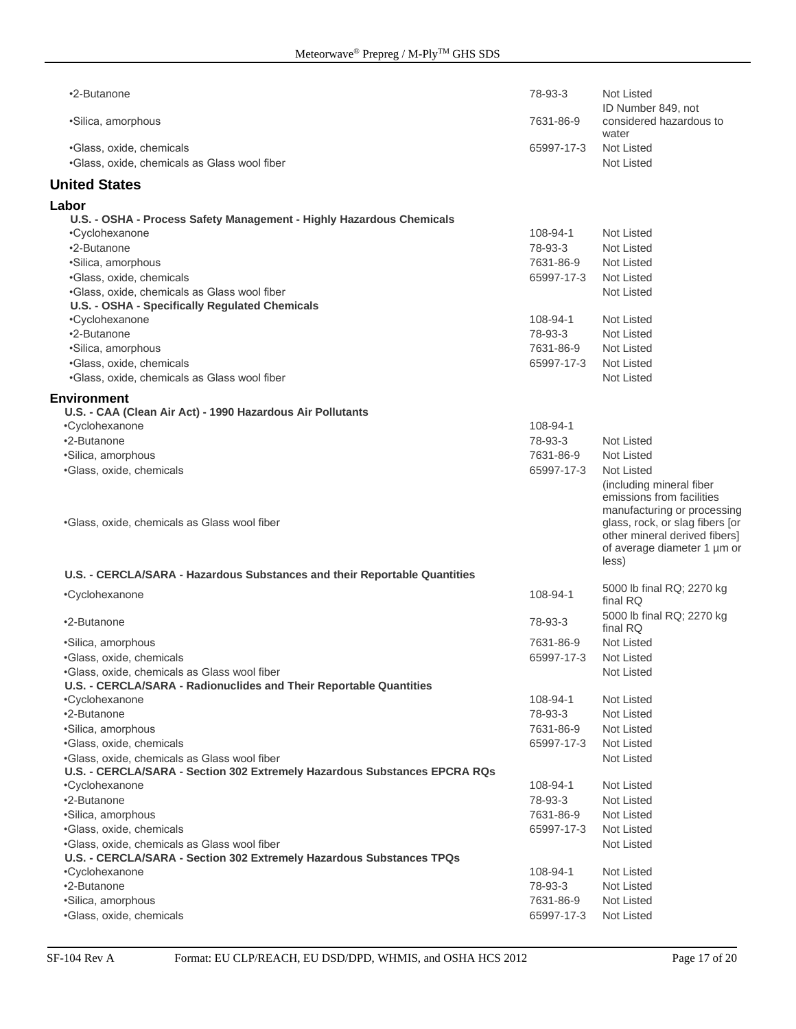| | | |
|---|---|---|
| •2-Butanone | 78-93-3 | Not Listed |
| •Silica, amorphous | 7631-86-9 | ID Number 849, not considered hazardous to water |
| •Glass, oxide, chemicals | 65997-17-3 | Not Listed |
| •Glass, oxide, chemicals as Glass wool fiber | | Not Listed |

## United States

### Labor

**U.S. - OSHA - Process Safety Management - Highly Hazardous Chemicals**

| | | |
|---|---|---|
| •Cyclohexanone | 108-94-1 | Not Listed |
| •2-Butanone | 78-93-3 | Not Listed |
| •Silica, amorphous | 7631-86-9 | Not Listed |
| •Glass, oxide, chemicals | 65997-17-3 | Not Listed |
| •Glass, oxide, chemicals as Glass wool fiber | | Not Listed |

**U.S. - OSHA - Specifically Regulated Chemicals**

| | | |
|---|---|---|
| •Cyclohexanone | 108-94-1 | Not Listed |
| •2-Butanone | 78-93-3 | Not Listed |
| •Silica, amorphous | 7631-86-9 | Not Listed |
| •Glass, oxide, chemicals | 65997-17-3 | Not Listed |
| •Glass, oxide, chemicals as Glass wool fiber | | Not Listed |

### Environment

**U.S. - CAA (Clean Air Act) - 1990 Hazardous Air Pollutants**

| | | |
|---|---|---|
| •Cyclohexanone | 108-94-1 | |
| •2-Butanone | 78-93-3 | Not Listed |
| •Silica, amorphous | 7631-86-9 | Not Listed |
| •Glass, oxide, chemicals | 65997-17-3 | Not Listed |
| •Glass, oxide, chemicals as Glass wool fiber | | (including mineral fiber emissions from facilities manufacturing or processing glass, rock, or slag fibers [or other mineral derived fibers] of average diameter 1 µm or less) |

**U.S. - CERCLA/SARA - Hazardous Substances and their Reportable Quantities**

| | | |
|---|---|---|
| •Cyclohexanone | 108-94-1 | 5000 lb final RQ; 2270 kg final RQ |
| •2-Butanone | 78-93-3 | 5000 lb final RQ; 2270 kg final RQ |
| •Silica, amorphous | 7631-86-9 | Not Listed |
| •Glass, oxide, chemicals | 65997-17-3 | Not Listed |
| •Glass, oxide, chemicals as Glass wool fiber | | Not Listed |

**U.S. - CERCLA/SARA - Radionuclides and Their Reportable Quantities**

| | | |
|---|---|---|
| •Cyclohexanone | 108-94-1 | Not Listed |
| •2-Butanone | 78-93-3 | Not Listed |
| •Silica, amorphous | 7631-86-9 | Not Listed |
| •Glass, oxide, chemicals | 65997-17-3 | Not Listed |
| •Glass, oxide, chemicals as Glass wool fiber | | Not Listed |

**U.S. - CERCLA/SARA - Section 302 Extremely Hazardous Substances EPCRA RQs**

| | | |
|---|---|---|
| •Cyclohexanone | 108-94-1 | Not Listed |
| •2-Butanone | 78-93-3 | Not Listed |
| •Silica, amorphous | 7631-86-9 | Not Listed |
| •Glass, oxide, chemicals | 65997-17-3 | Not Listed |
| •Glass, oxide, chemicals as Glass wool fiber | | Not Listed |

**U.S. - CERCLA/SARA - Section 302 Extremely Hazardous Substances TPQs**

| | | |
|---|---|---|
| •Cyclohexanone | 108-94-1 | Not Listed |
| •2-Butanone | 78-93-3 | Not Listed |
| •Silica, amorphous | 7631-86-9 | Not Listed |
| •Glass, oxide, chemicals | 65997-17-3 | Not Listed |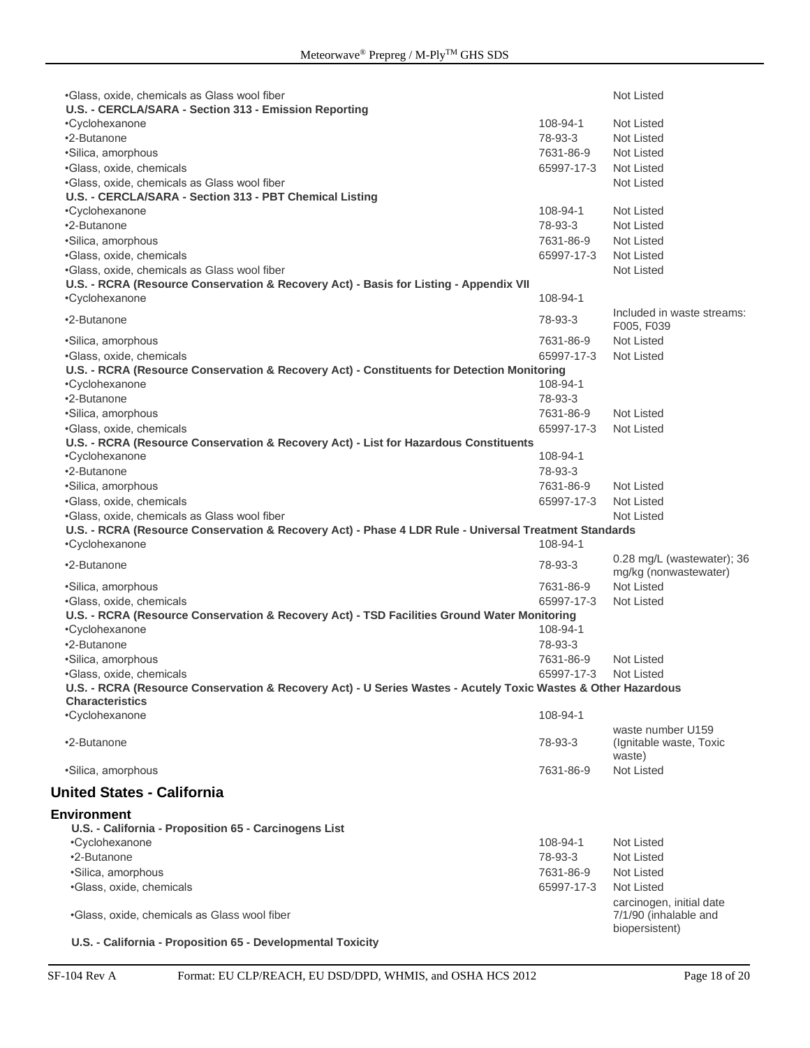| | | |
|---|---|---|
| •Glass, oxide, chemicals as Glass wool fiber | | Not Listed |
| **U.S. - CERCLA/SARA - Section 313 - Emission Reporting** | | |
| •Cyclohexanone | 108-94-1 | Not Listed |
| •2-Butanone | 78-93-3 | Not Listed |
| •Silica, amorphous | 7631-86-9 | Not Listed |
| •Glass, oxide, chemicals | 65997-17-3 | Not Listed |
| •Glass, oxide, chemicals as Glass wool fiber | | Not Listed |
| **U.S. - CERCLA/SARA - Section 313 - PBT Chemical Listing** | | |
| •Cyclohexanone | 108-94-1 | Not Listed |
| •2-Butanone | 78-93-3 | Not Listed |
| •Silica, amorphous | 7631-86-9 | Not Listed |
| •Glass, oxide, chemicals | 65997-17-3 | Not Listed |
| •Glass, oxide, chemicals as Glass wool fiber | | Not Listed |
| **U.S. - RCRA (Resource Conservation & Recovery Act) - Basis for Listing - Appendix VII** | | |
| •Cyclohexanone | 108-94-1 | |
| •2-Butanone | 78-93-3 | Included in waste streams: F005, F039 |
| •Silica, amorphous | 7631-86-9 | Not Listed |
| •Glass, oxide, chemicals | 65997-17-3 | Not Listed |
| **U.S. - RCRA (Resource Conservation & Recovery Act) - Constituents for Detection Monitoring** | | |
| •Cyclohexanone | 108-94-1 | |
| •2-Butanone | 78-93-3 | |
| •Silica, amorphous | 7631-86-9 | Not Listed |
| •Glass, oxide, chemicals | 65997-17-3 | Not Listed |
| **U.S. - RCRA (Resource Conservation & Recovery Act) - List for Hazardous Constituents** | | |
| •Cyclohexanone | 108-94-1 | |
| •2-Butanone | 78-93-3 | |
| •Silica, amorphous | 7631-86-9 | Not Listed |
| •Glass, oxide, chemicals | 65997-17-3 | Not Listed |
| •Glass, oxide, chemicals as Glass wool fiber | | Not Listed |
| **U.S. - RCRA (Resource Conservation & Recovery Act) - Phase 4 LDR Rule - Universal Treatment Standards** | | |
| •Cyclohexanone | 108-94-1 | |
| •2-Butanone | 78-93-3 | 0.28 mg/L (wastewater); 36 mg/kg (nonwastewater) |
| •Silica, amorphous | 7631-86-9 | Not Listed |
| •Glass, oxide, chemicals | 65997-17-3 | Not Listed |
| **U.S. - RCRA (Resource Conservation & Recovery Act) - TSD Facilities Ground Water Monitoring** | | |
| •Cyclohexanone | 108-94-1 | |
| •2-Butanone | 78-93-3 | |
| •Silica, amorphous | 7631-86-9 | Not Listed |
| •Glass, oxide, chemicals | 65997-17-3 | Not Listed |
| **U.S. - RCRA (Resource Conservation & Recovery Act) - U Series Wastes - Acutely Toxic Wastes & Other Hazardous Characteristics** | | |
| •Cyclohexanone | 108-94-1 | |
| •2-Butanone | 78-93-3 | waste number U159 (Ignitable waste, Toxic waste) |
| •Silica, amorphous | 7631-86-9 | Not Listed |

## United States - California

### Environment

| | | |
|---|---|---|
| **U.S. - California - Proposition 65 - Carcinogens List** | | |
| •Cyclohexanone | 108-94-1 | Not Listed |
| •2-Butanone | 78-93-3 | Not Listed |
| •Silica, amorphous | 7631-86-9 | Not Listed |
| •Glass, oxide, chemicals | 65997-17-3 | Not Listed |
| •Glass, oxide, chemicals as Glass wool fiber | | carcinogen, initial date 7/1/90 (inhalable and biopersistent) |
| **U.S. - California - Proposition 65 - Developmental Toxicity** | | |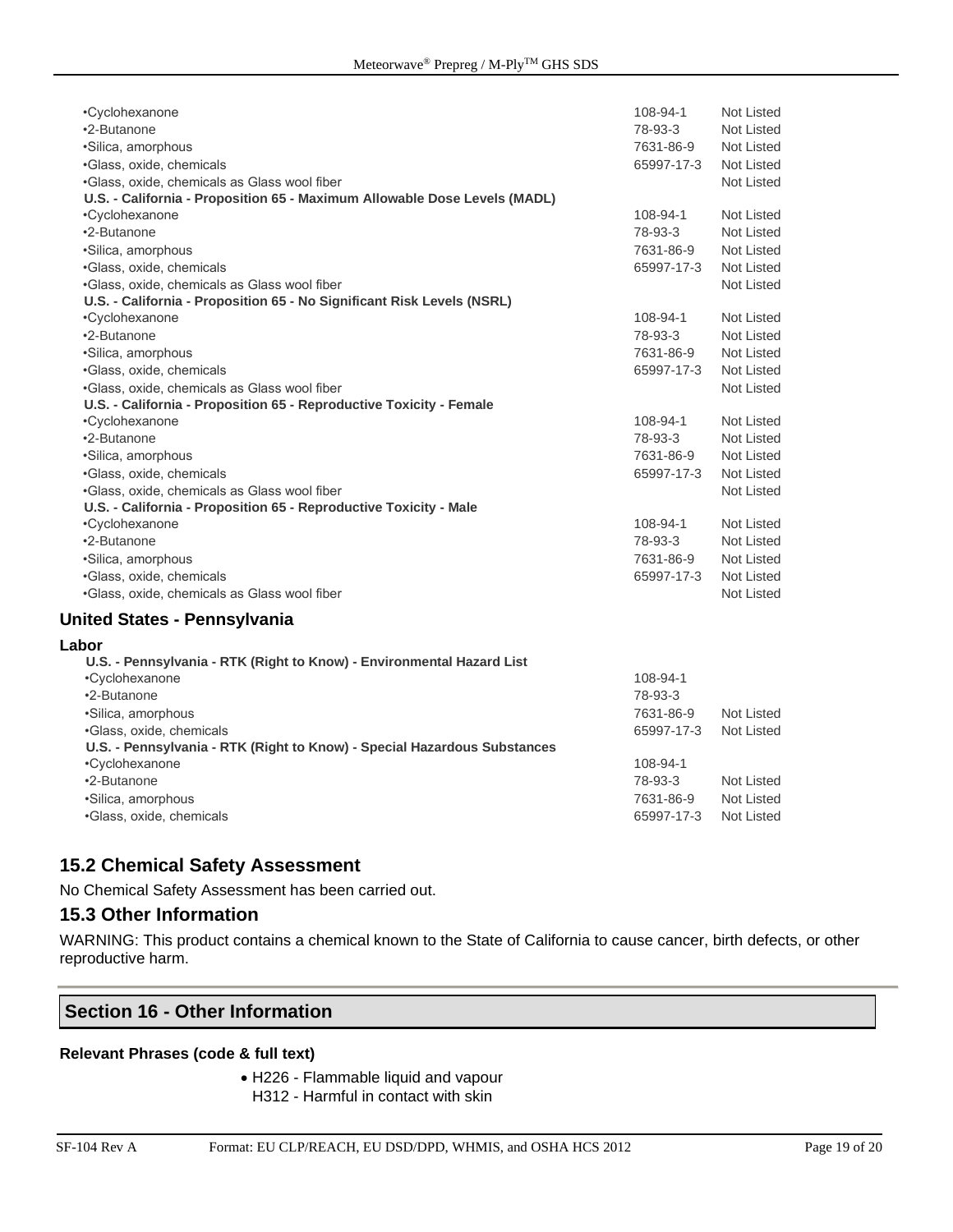| | | |
|---|---|---|
| •Cyclohexanone | 108-94-1 | Not Listed |
| •2-Butanone | 78-93-3 | Not Listed |
| •Silica, amorphous | 7631-86-9 | Not Listed |
| •Glass, oxide, chemicals | 65997-17-3 | Not Listed |
| •Glass, oxide, chemicals as Glass wool fiber | | Not Listed |
| **U.S. - California - Proposition 65 - Maximum Allowable Dose Levels (MADL)** | | |
| •Cyclohexanone | 108-94-1 | Not Listed |
| •2-Butanone | 78-93-3 | Not Listed |
| •Silica, amorphous | 7631-86-9 | Not Listed |
| •Glass, oxide, chemicals | 65997-17-3 | Not Listed |
| •Glass, oxide, chemicals as Glass wool fiber | | Not Listed |
| **U.S. - California - Proposition 65 - No Significant Risk Levels (NSRL)** | | |
| •Cyclohexanone | 108-94-1 | Not Listed |
| •2-Butanone | 78-93-3 | Not Listed |
| •Silica, amorphous | 7631-86-9 | Not Listed |
| •Glass, oxide, chemicals | 65997-17-3 | Not Listed |
| •Glass, oxide, chemicals as Glass wool fiber | | Not Listed |
| **U.S. - California - Proposition 65 - Reproductive Toxicity - Female** | | |
| •Cyclohexanone | 108-94-1 | Not Listed |
| •2-Butanone | 78-93-3 | Not Listed |
| •Silica, amorphous | 7631-86-9 | Not Listed |
| •Glass, oxide, chemicals | 65997-17-3 | Not Listed |
| •Glass, oxide, chemicals as Glass wool fiber | | Not Listed |
| **U.S. - California - Proposition 65 - Reproductive Toxicity - Male** | | |
| •Cyclohexanone | 108-94-1 | Not Listed |
| •2-Butanone | 78-93-3 | Not Listed |
| •Silica, amorphous | 7631-86-9 | Not Listed |
| •Glass, oxide, chemicals | 65997-17-3 | Not Listed |
| •Glass, oxide, chemicals as Glass wool fiber | | Not Listed |

### United States - Pennsylvania

**Labor**

| | | |
|---|---|---|
| **U.S. - Pennsylvania - RTK (Right to Know) - Environmental Hazard List** | | |
| •Cyclohexanone | 108-94-1 | |
| •2-Butanone | 78-93-3 | |
| •Silica, amorphous | 7631-86-9 | Not Listed |
| •Glass, oxide, chemicals | 65997-17-3 | Not Listed |
| **U.S. - Pennsylvania - RTK (Right to Know) - Special Hazardous Substances** | | |
| •Cyclohexanone | 108-94-1 | |
| •2-Butanone | 78-93-3 | Not Listed |
| •Silica, amorphous | 7631-86-9 | Not Listed |
| •Glass, oxide, chemicals | 65997-17-3 | Not Listed |

## 15.2 Chemical Safety Assessment

No Chemical Safety Assessment has been carried out.

## 15.3 Other Information

WARNING: This product contains a chemical known to the State of California to cause cancer, birth defects, or other reproductive harm.

## Section 16 - Other Information

**Relevant Phrases (code & full text)**

- H226 - Flammable liquid and vapour
  H312 - Harmful in contact with skin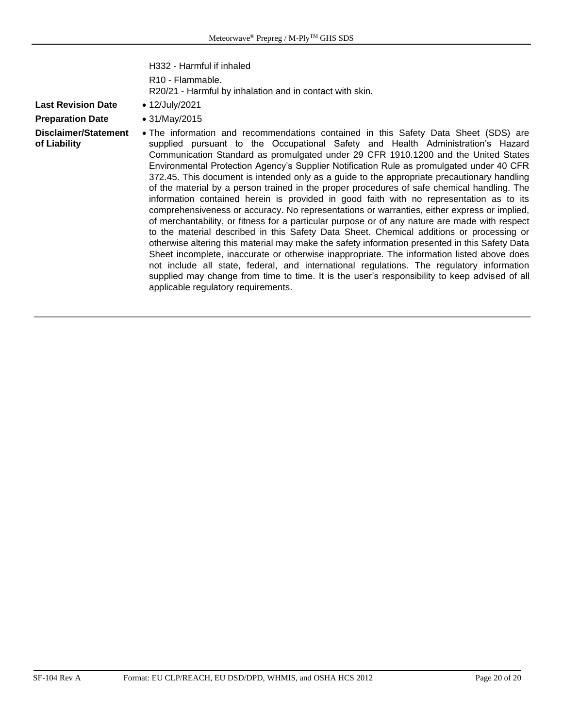H332 - Harmful if inhaled

R10 - Flammable.
R20/21 - Harmful by inhalation and in contact with skin.

**Last Revision Date**
- 12/July/2021

**Preparation Date**
- 31/May/2015

**Disclaimer/Statement of Liability**
- The information and recommendations contained in this Safety Data Sheet (SDS) are supplied pursuant to the Occupational Safety and Health Administration's Hazard Communication Standard as promulgated under 29 CFR 1910.1200 and the United States Environmental Protection Agency's Supplier Notification Rule as promulgated under 40 CFR 372.45. This document is intended only as a guide to the appropriate precautionary handling of the material by a person trained in the proper procedures of safe chemical handling. The information contained herein is provided in good faith with no representation as to its comprehensiveness or accuracy. No representations or warranties, either express or implied, of merchantability, or fitness for a particular purpose or of any nature are made with respect to the material described in this Safety Data Sheet. Chemical additions or processing or otherwise altering this material may make the safety information presented in this Safety Data Sheet incomplete, inaccurate or otherwise inappropriate. The information listed above does not include all state, federal, and international regulations. The regulatory information supplied may change from time to time. It is the user's responsibility to keep advised of all applicable regulatory requirements.